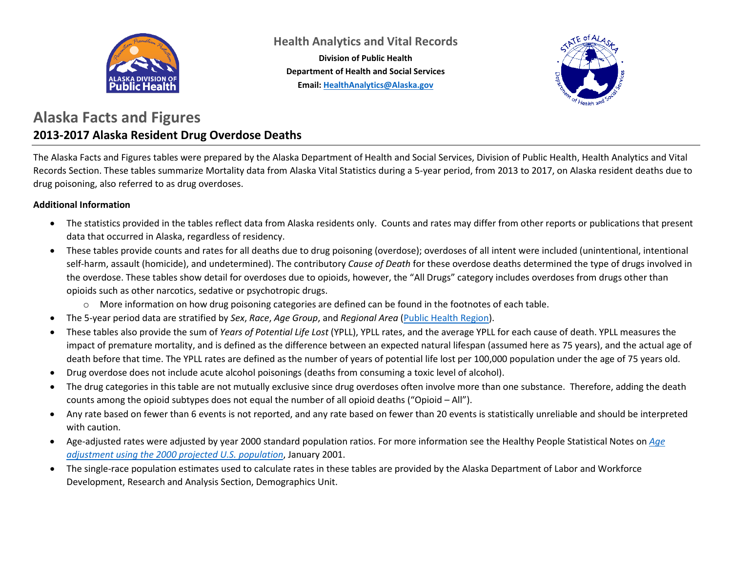Health Analytics and Vital Records

**Division of Public Health**
**Department of Health and Social Services**
**Email: [HealthAnalytics@Alaska.gov](mailto:HealthAnalytics@Alaska.gov)**

# Alaska Facts and Figures

## 2013-2017 Alaska Resident Drug Overdose Deaths

The Alaska Facts and Figures tables were prepared by the Alaska Department of Health and Social Services, Division of Public Health, Health Analytics and Vital Records Section. These tables summarize Mortality data from Alaska Vital Statistics during a 5-year period, from 2013 to 2017, on Alaska resident deaths due to drug poisoning, also referred to as drug overdoses.

**Additional Information**

- The statistics provided in the tables reflect data from Alaska residents only. Counts and rates may differ from other reports or publications that present data that occurred in Alaska, regardless of residency.
- These tables provide counts and rates for all deaths due to drug poisoning (overdose); overdoses of all intent were included (unintentional, intentional self-harm, assault (homicide), and undetermined). The contributory *Cause of Death* for these overdose deaths determined the type of drugs involved in the overdose. These tables show detail for overdoses due to opioids, however, the "All Drugs" category includes overdoses from drugs other than opioids such as other narcotics, sedative or psychotropic drugs.
    - More information on how drug poisoning categories are defined can be found in the footnotes of each table.
- The 5-year period data are stratified by *Sex*, *Race*, *Age Group*, and *Regional Area* (Public Health Region).
- These tables also provide the sum of *Years of Potential Life Lost* (YPLL), YPLL rates, and the average YPLL for each cause of death. YPLL measures the impact of premature mortality, and is defined as the difference between an expected natural lifespan (assumed here as 75 years), and the actual age of death before that time. The YPLL rates are defined as the number of years of potential life lost per 100,000 population under the age of 75 years old.
- Drug overdose does not include acute alcohol poisonings (deaths from consuming a toxic level of alcohol).
- The drug categories in this table are not mutually exclusive since drug overdoses often involve more than one substance. Therefore, adding the death counts among the opioid subtypes does not equal the number of all opioid deaths ("Opioid – All").
- Any rate based on fewer than 6 events is not reported, and any rate based on fewer than 20 events is statistically unreliable and should be interpreted with caution.
- Age-adjusted rates were adjusted by year 2000 standard population ratios. For more information see the Healthy People Statistical Notes on *Age adjustment using the 2000 projected U.S. population*, January 2001.
- The single-race population estimates used to calculate rates in these tables are provided by the Alaska Department of Labor and Workforce Development, Research and Analysis Section, Demographics Unit.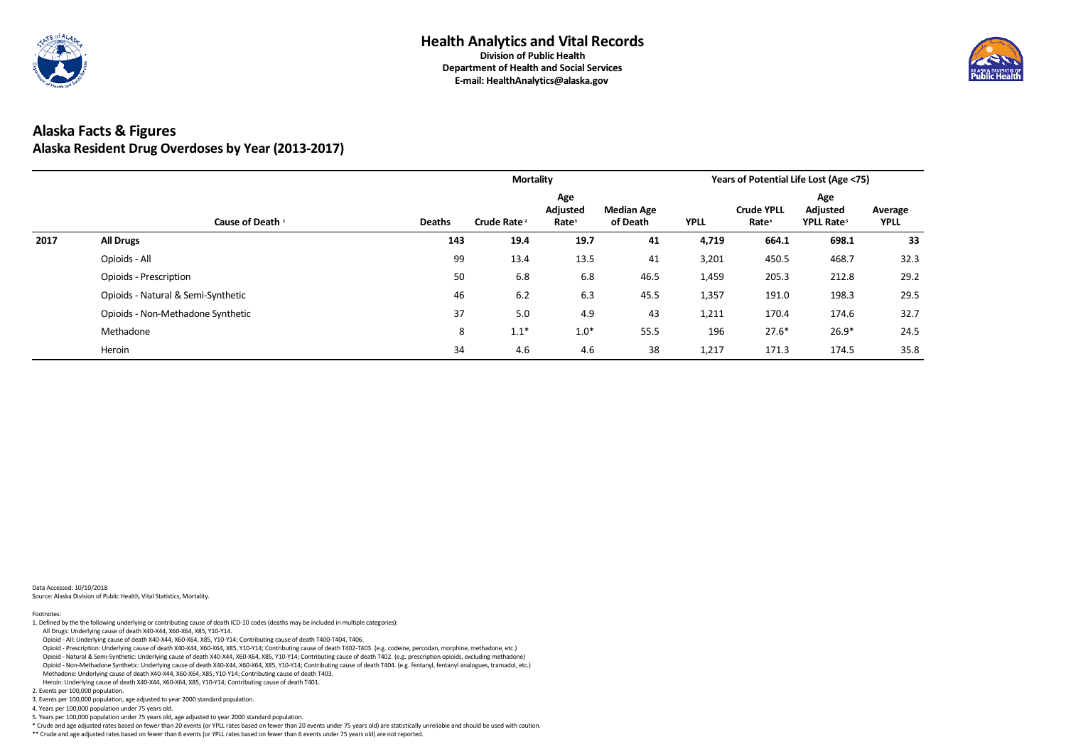# Health Analytics and Vital Records

**Division of Public Health**
**Department of Health and Social Services**
**E-mail: HealthAnalytics@alaska.gov**

## Alaska Facts & Figures

### Alaska Resident Drug Overdoses by Year (2013-2017)

| | | Mortality | | | | Years of Potential Life Lost (Age <75) | | | |
|---|---|---|---|---|---|---|---|---|---|
| | Cause of Death [1] | Deaths | Crude Rate [2] | Age Adjusted Rate[3] | Median Age of Death | YPLL | Crude YPLL Rate[4] | Age Adjusted YPLL Rate[5] | Average YPLL |
| **2017** | **All Drugs** | **143** | **19.4** | **19.7** | **41** | **4,719** | **664.1** | **698.1** | **33** |
| | Opioids - All | 99 | 13.4 | 13.5 | 41 | 3,201 | 450.5 | 468.7 | 32.3 |
| | Opioids - Prescription | 50 | 6.8 | 6.8 | 46.5 | 1,459 | 205.3 | 212.8 | 29.2 |
| | Opioids - Natural & Semi-Synthetic | 46 | 6.2 | 6.3 | 45.5 | 1,357 | 191.0 | 198.3 | 29.5 |
| | Opioids - Non-Methadone Synthetic | 37 | 5.0 | 4.9 | 43 | 1,211 | 170.4 | 174.6 | 32.7 |
| | Methadone | 8 | 1.1* | 1.0* | 55.5 | 196 | 27.6* | 26.9* | 24.5 |
| | Heroin | 34 | 4.6 | 4.6 | 38 | 1,217 | 171.3 | 174.5 | 35.8 |

Data Accessed: 10/10/2018
Source: Alaska Division of Public Health, Vital Statistics, Mortality.

Footnotes:

1. Defined by the the following underlying or contributing cause of death ICD-10 codes (deaths may be included in multiple categories):
   All Drugs: Underlying cause of death X40-X44, X60-X64, X85, Y10-Y14.
   Opioid - All: Underlying cause of death X40-X44, X60-X64, X85, Y10-Y14; Contributing cause of death T400-T404, T406.
   Opioid - Prescription: Underlying cause of death X40-X44, X60-X64, X85, Y10-Y14; Contributing cause of death T402-T403. (e.g. codeine, percodan, morphine, methadone, etc.)
   Opioid - Natural & Semi-Synthetic: Underlying cause of death X40-X44, X60-X64, X85, Y10-Y14; Contributing cause of death T402. (e.g. prescription opioids, excluding methadone)
   Opioid - Non-Methadone Synthetic: Underlying cause of death X40-X44, X60-X64, X85, Y10-Y14; Contributing cause of death T404. (e.g. fentanyl, fentanyl analogues, tramadol, etc.)
   Methadone: Underlying cause of death X40-X44, X60-X64, X85, Y10-Y14; Contributing cause of death T403.
   Heroin: Underlying cause of death X40-X44, X60-X64, X85, Y10-Y14; Contributing cause of death T401.
2. Events per 100,000 population.
3. Events per 100,000 population, age adjusted to year 2000 standard population.
4. Years per 100,000 population under 75 years old.
5. Years per 100,000 population under 75 years old, age adjusted to year 2000 standard population.

\* Crude and age adjusted rates based on fewer than 20 events (or YPLL rates based on fewer than 20 events under 75 years old) are statistically unreliable and should be used with caution.

\** Crude and age adjusted rates based on fewer than 6 events (or YPLL rates based on fewer than 6 events under 75 years old) are not reported.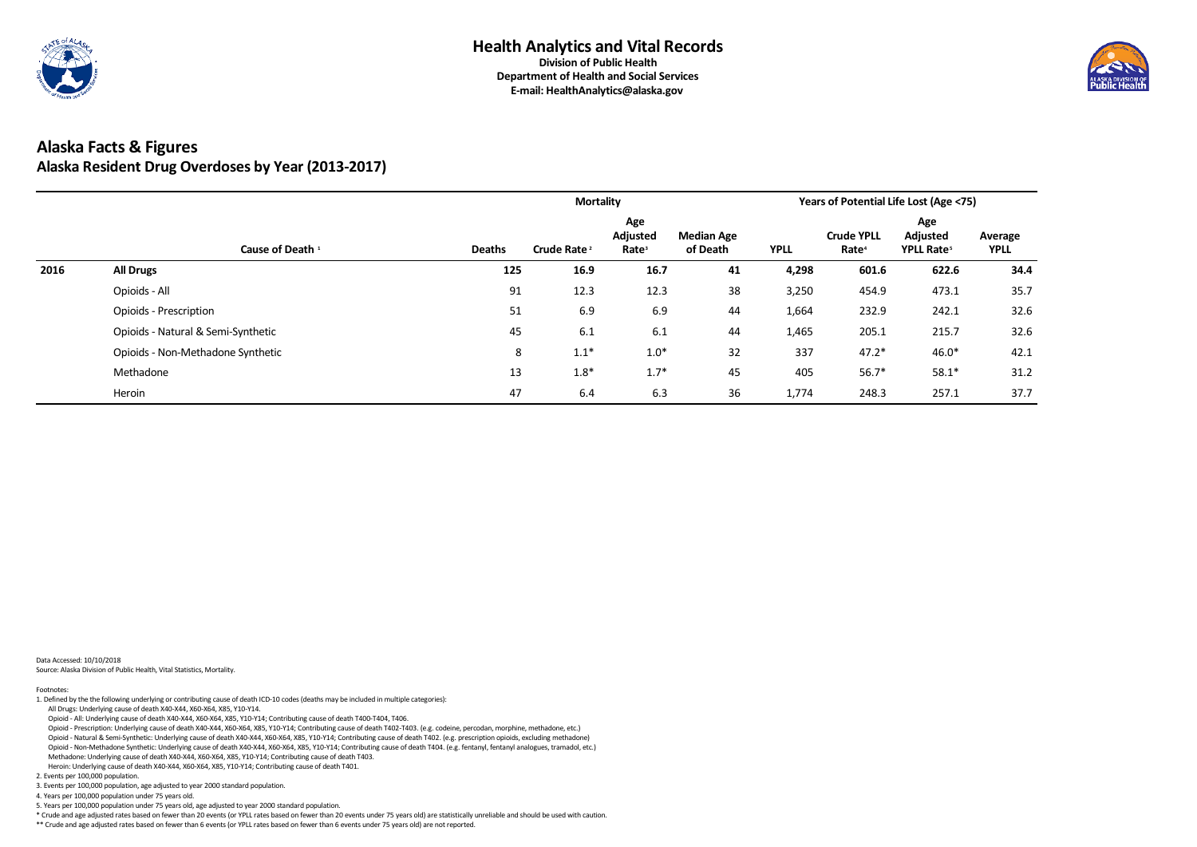## Health Analytics and Vital Records

**Division of Public Health**
**Department of Health and Social Services**
**E-mail: HealthAnalytics@alaska.gov**

# Alaska Facts & Figures

## Alaska Resident Drug Overdoses by Year (2013-2017)

| | | Mortality | | | | Years of Potential Life Lost (Age <75) | | | |
|---|---|---|---|---|---|---|---|---|---|
| | Cause of Death [1] | Deaths | Crude Rate [2] | Age Adjusted Rate[3] | Median Age of Death | YPLL | Crude YPLL Rate[4] | Age Adjusted YPLL Rate[5] | Average YPLL |
| **2016** | **All Drugs** | **125** | **16.9** | **16.7** | **41** | **4,298** | **601.6** | **622.6** | **34.4** |
| | Opioids - All | 91 | 12.3 | 12.3 | 38 | 3,250 | 454.9 | 473.1 | 35.7 |
| | Opioids - Prescription | 51 | 6.9 | 6.9 | 44 | 1,664 | 232.9 | 242.1 | 32.6 |
| | Opioids - Natural & Semi-Synthetic | 45 | 6.1 | 6.1 | 44 | 1,465 | 205.1 | 215.7 | 32.6 |
| | Opioids - Non-Methadone Synthetic | 8 | 1.1* | 1.0* | 32 | 337 | 47.2* | 46.0* | 42.1 |
| | Methadone | 13 | 1.8* | 1.7* | 45 | 405 | 56.7* | 58.1* | 31.2 |
| | Heroin | 47 | 6.4 | 6.3 | 36 | 1,774 | 248.3 | 257.1 | 37.7 |

Data Accessed: 10/10/2018
Source: Alaska Division of Public Health, Vital Statistics, Mortality.

Footnotes:

1. Defined by the the following underlying or contributing cause of death ICD-10 codes (deaths may be included in multiple categories):
   - All Drugs: Underlying cause of death X40-X44, X60-X64, X85, Y10-Y14.
   - Opioid - All: Underlying cause of death X40-X44, X60-X64, X85, Y10-Y14; Contributing cause of death T400-T404, T406.
   - Opioid - Prescription: Underlying cause of death X40-X44, X60-X64, X85, Y10-Y14; Contributing cause of death T402-T403. (e.g. codeine, percodan, morphine, methadone, etc.)
   - Opioid - Natural & Semi-Synthetic: Underlying cause of death X40-X44, X60-X64, X85, Y10-Y14; Contributing cause of death T402. (e.g. prescription opioids, excluding methadone)
   - Opioid - Non-Methadone Synthetic: Underlying cause of death X40-X44, X60-X64, X85, Y10-Y14; Contributing cause of death T404. (e.g. fentanyl, fentanyl analogues, tramadol, etc.)
   - Methadone: Underlying cause of death X40-X44, X60-X64, X85, Y10-Y14; Contributing cause of death T403.
   - Heroin: Underlying cause of death X40-X44, X60-X64, X85, Y10-Y14; Contributing cause of death T401.
2. Events per 100,000 population.
3. Events per 100,000 population, age adjusted to year 2000 standard population.
4. Years per 100,000 population under 75 years old.
5. Years per 100,000 population under 75 years old, age adjusted to year 2000 standard population.

\* Crude and age adjusted rates based on fewer than 20 events (or YPLL rates based on fewer than 20 events under 75 years old) are statistically unreliable and should be used with caution.

\*\* Crude and age adjusted rates based on fewer than 6 events (or YPLL rates based on fewer than 6 events under 75 years old) are not reported.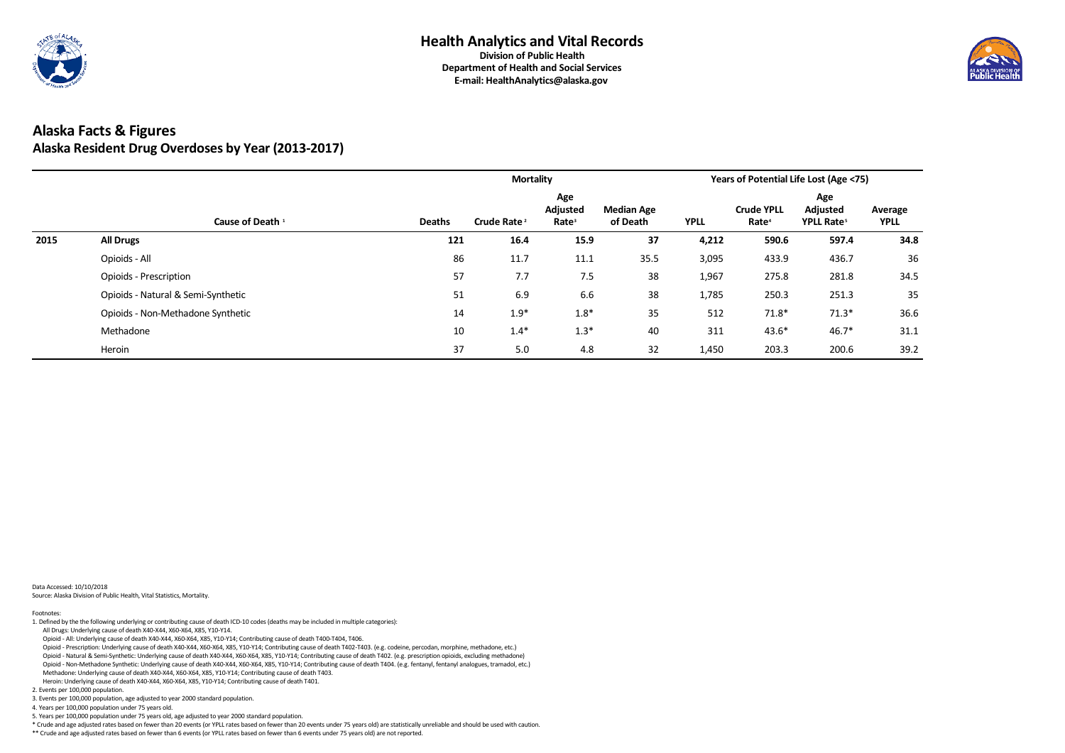# Health Analytics and Vital Records

**Division of Public Health**
**Department of Health and Social Services**
**E-mail: HealthAnalytics@alaska.gov**

## Alaska Facts & Figures
### Alaska Resident Drug Overdoses by Year (2013-2017)

| | | Mortality | | | | Years of Potential Life Lost (Age <75) | | | |
|---|---|---|---|---|---|---|---|---|---|
| | Cause of Death [1] | Deaths | Crude Rate [2] | Age Adjusted Rate[3] | Median Age of Death | YPLL | Crude YPLL Rate[4] | Age Adjusted YPLL Rate[5] | Average YPLL |
| **2015** | **All Drugs** | **121** | **16.4** | **15.9** | **37** | **4,212** | **590.6** | **597.4** | **34.8** |
| | Opioids - All | 86 | 11.7 | 11.1 | 35.5 | 3,095 | 433.9 | 436.7 | 36 |
| | Opioids - Prescription | 57 | 7.7 | 7.5 | 38 | 1,967 | 275.8 | 281.8 | 34.5 |
| | Opioids - Natural & Semi-Synthetic | 51 | 6.9 | 6.6 | 38 | 1,785 | 250.3 | 251.3 | 35 |
| | Opioids - Non-Methadone Synthetic | 14 | 1.9* | 1.8* | 35 | 512 | 71.8* | 71.3* | 36.6 |
| | Methadone | 10 | 1.4* | 1.3* | 40 | 311 | 43.6* | 46.7* | 31.1 |
| | Heroin | 37 | 5.0 | 4.8 | 32 | 1,450 | 203.3 | 200.6 | 39.2 |

Data Accessed: 10/10/2018
Source: Alaska Division of Public Health, Vital Statistics, Mortality.

Footnotes:

1. Defined by the the following underlying or contributing cause of death ICD-10 codes (deaths may be included in multiple categories):
   - All Drugs: Underlying cause of death X40-X44, X60-X64, X85, Y10-Y14.
   - Opioid - All: Underlying cause of death X40-X44, X60-X64, X85, Y10-Y14; Contributing cause of death T400-T404, T406.
   - Opioid - Prescription: Underlying cause of death X40-X44, X60-X64, X85, Y10-Y14; Contributing cause of death T402-T403. (e.g. codeine, percodan, morphine, methadone, etc.)
   - Opioid - Natural & Semi-Synthetic: Underlying cause of death X40-X44, X60-X64, X85, Y10-Y14; Contributing cause of death T402. (e.g. prescription opioids, excluding methadone)
   - Opioid - Non-Methadone Synthetic: Underlying cause of death X40-X44, X60-X64, X85, Y10-Y14; Contributing cause of death T404. (e.g. fentanyl, fentanyl analogues, tramadol, etc.)
   - Methadone: Underlying cause of death X40-X44, X60-X64, X85, Y10-Y14; Contributing cause of death T403.
   - Heroin: Underlying cause of death X40-X44, X60-X64, X85, Y10-Y14; Contributing cause of death T401.
2. Events per 100,000 population.
3. Events per 100,000 population, age adjusted to year 2000 standard population.
4. Years per 100,000 population under 75 years old.
5. Years per 100,000 population under 75 years old, age adjusted to year 2000 standard population.

\* Crude and age adjusted rates based on fewer than 20 events (or YPLL rates based on fewer than 20 events under 75 years old) are statistically unreliable and should be used with caution.

\*\* Crude and age adjusted rates based on fewer than 6 events (or YPLL rates based on fewer than 6 events under 75 years old) are not reported.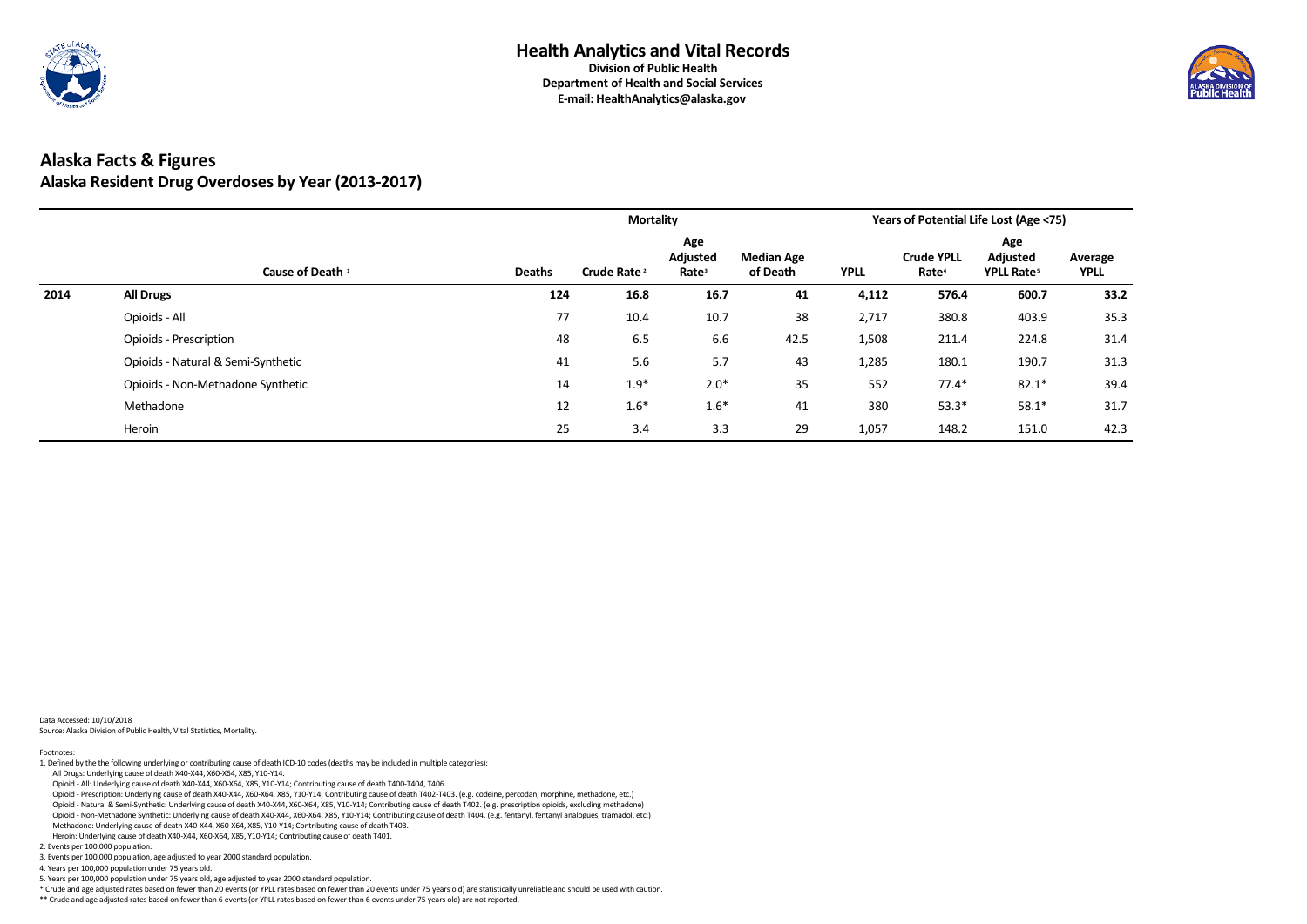# Health Analytics and Vital Records

**Division of Public Health**
**Department of Health and Social Services**
**E-mail: HealthAnalytics@alaska.gov**

## Alaska Facts & Figures

### Alaska Resident Drug Overdoses by Year (2013-2017)

| | | Mortality | | | | Years of Potential Life Lost (Age <75) | | | |
|---|---|---|---|---|---|---|---|---|---|
| | Cause of Death [1] | Deaths | Crude Rate [2] | Age Adjusted Rate[3] | Median Age of Death | YPLL | Crude YPLL Rate[4] | Age Adjusted YPLL Rate[5] | Average YPLL |
| **2014** | **All Drugs** | **124** | **16.8** | **16.7** | **41** | **4,112** | **576.4** | **600.7** | **33.2** |
| | Opioids - All | 77 | 10.4 | 10.7 | 38 | 2,717 | 380.8 | 403.9 | 35.3 |
| | Opioids - Prescription | 48 | 6.5 | 6.6 | 42.5 | 1,508 | 211.4 | 224.8 | 31.4 |
| | Opioids - Natural & Semi-Synthetic | 41 | 5.6 | 5.7 | 43 | 1,285 | 180.1 | 190.7 | 31.3 |
| | Opioids - Non-Methadone Synthetic | 14 | 1.9* | 2.0* | 35 | 552 | 77.4* | 82.1* | 39.4 |
| | Methadone | 12 | 1.6* | 1.6* | 41 | 380 | 53.3* | 58.1* | 31.7 |
| | Heroin | 25 | 3.4 | 3.3 | 29 | 1,057 | 148.2 | 151.0 | 42.3 |

Data Accessed: 10/10/2018
Source: Alaska Division of Public Health, Vital Statistics, Mortality.

Footnotes:
1. Defined by the the following underlying or contributing cause of death ICD-10 codes (deaths may be included in multiple categories):
   All Drugs: Underlying cause of death X40-X44, X60-X64, X85, Y10-Y14.
   Opioid - All: Underlying cause of death X40-X44, X60-X64, X85, Y10-Y14; Contributing cause of death T400-T404, T406.
   Opioid - Prescription: Underlying cause of death X40-X44, X60-X64, X85, Y10-Y14; Contributing cause of death T402-T403. (e.g. codeine, percodan, morphine, methadone, etc.)
   Opioid - Natural & Semi-Synthetic: Underlying cause of death X40-X44, X60-X64, X85, Y10-Y14; Contributing cause of death T402. (e.g. prescription opioids, excluding methadone)
   Opioid - Non-Methadone Synthetic: Underlying cause of death X40-X44, X60-X64, X85, Y10-Y14; Contributing cause of death T404. (e.g. fentanyl, fentanyl analogues, tramadol, etc.)
   Methadone: Underlying cause of death X40-X44, X60-X64, X85, Y10-Y14; Contributing cause of death T403.
   Heroin: Underlying cause of death X40-X44, X60-X64, X85, Y10-Y14; Contributing cause of death T401.
2. Events per 100,000 population.
3. Events per 100,000 population, age adjusted to year 2000 standard population.
4. Years per 100,000 population under 75 years old.
5. Years per 100,000 population under 75 years old, age adjusted to year 2000 standard population.

\* Crude and age adjusted rates based on fewer than 20 events (or YPLL rates based on fewer than 20 events under 75 years old) are statistically unreliable and should be used with caution.
\** Crude and age adjusted rates based on fewer than 6 events (or YPLL rates based on fewer than 6 events under 75 years old) are not reported.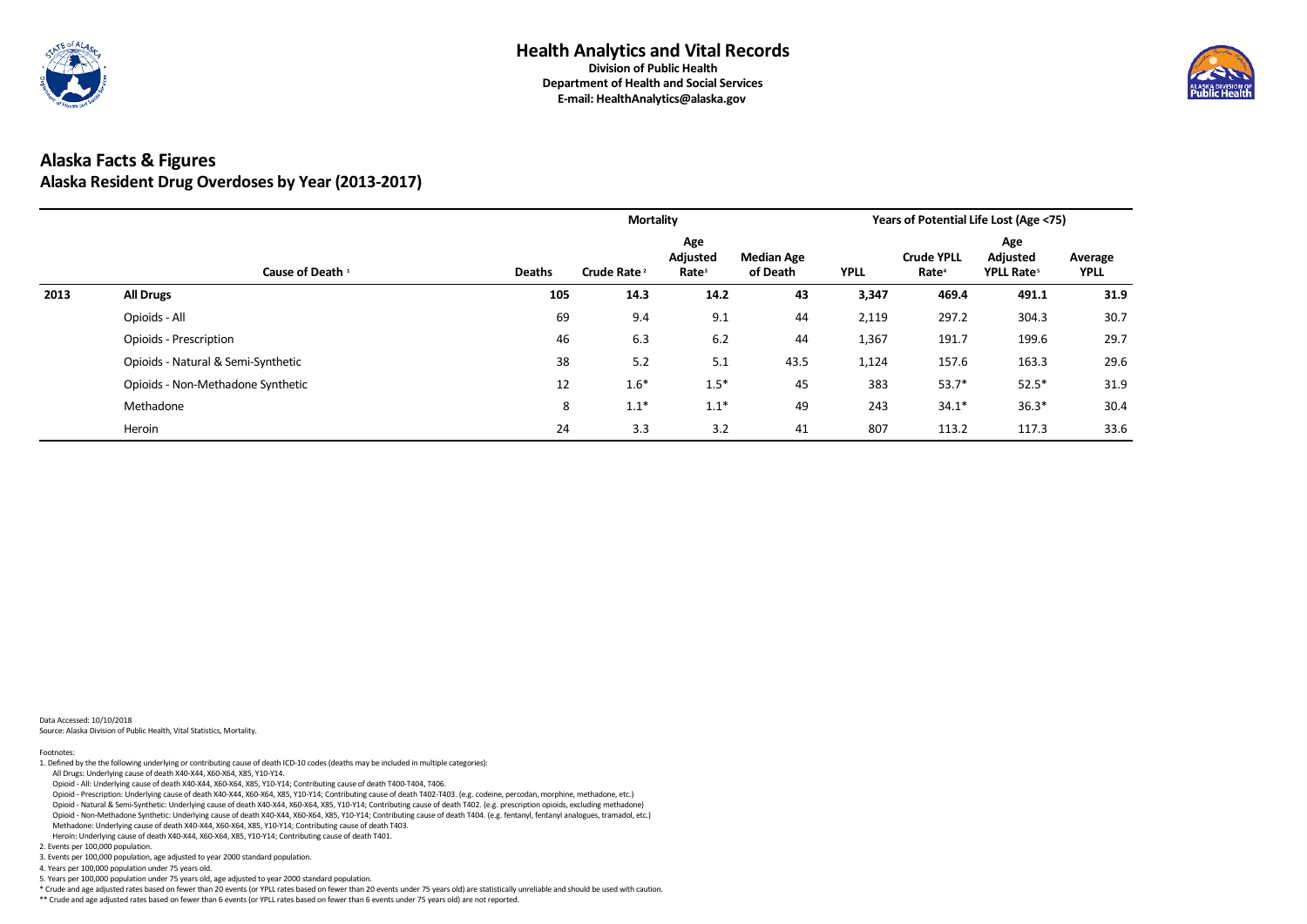**Health Analytics and Vital Records**
**Division of Public Health**
**Department of Health and Social Services**
**E-mail: HealthAnalytics@alaska.gov**

# Alaska Facts & Figures

## Alaska Resident Drug Overdoses by Year (2013-2017)

| | | Mortality | | | | Years of Potential Life Lost (Age <75) | | | |
|---|---|---|---|---|---|---|---|---|---|
| | Cause of Death [1] | Deaths | Crude Rate [2] | Age Adjusted Rate[3] | Median Age of Death | YPLL | Crude YPLL Rate[4] | Age Adjusted YPLL Rate[5] | Average YPLL |
| **2013** | **All Drugs** | **105** | **14.3** | **14.2** | **43** | **3,347** | **469.4** | **491.1** | **31.9** |
| | Opioids - All | 69 | 9.4 | 9.1 | 44 | 2,119 | 297.2 | 304.3 | 30.7 |
| | Opioids - Prescription | 46 | 6.3 | 6.2 | 44 | 1,367 | 191.7 | 199.6 | 29.7 |
| | Opioids - Natural & Semi-Synthetic | 38 | 5.2 | 5.1 | 43.5 | 1,124 | 157.6 | 163.3 | 29.6 |
| | Opioids - Non-Methadone Synthetic | 12 | 1.6* | 1.5* | 45 | 383 | 53.7* | 52.5* | 31.9 |
| | Methadone | 8 | 1.1* | 1.1* | 49 | 243 | 34.1* | 36.3* | 30.4 |
| | Heroin | 24 | 3.3 | 3.2 | 41 | 807 | 113.2 | 117.3 | 33.6 |

Data Accessed: 10/10/2018
Source: Alaska Division of Public Health, Vital Statistics, Mortality.

Footnotes:

1. Defined by the the following underlying or contributing cause of death ICD-10 codes (deaths may be included in multiple categories):
   All Drugs: Underlying cause of death X40-X44, X60-X64, X85, Y10-Y14.
   Opioid - All: Underlying cause of death X40-X44, X60-X64, X85, Y10-Y14; Contributing cause of death T400-T404, T406.
   Opioid - Prescription: Underlying cause of death X40-X44, X60-X64, X85, Y10-Y14; Contributing cause of death T402-T403. (e.g. codeine, percodan, morphine, methadone, etc.)
   Opioid - Natural & Semi-Synthetic: Underlying cause of death X40-X44, X60-X64, X85, Y10-Y14; Contributing cause of death T402. (e.g. prescription opioids, excluding methadone)
   Opioid - Non-Methadone Synthetic: Underlying cause of death X40-X44, X60-X64, X85, Y10-Y14; Contributing cause of death T404. (e.g. fentanyl, fentanyl analogues, tramadol, etc.)
   Methadone: Underlying cause of death X40-X44, X60-X64, X85, Y10-Y14; Contributing cause of death T403.
   Heroin: Underlying cause of death X40-X44, X60-X64, X85, Y10-Y14; Contributing cause of death T401.
2. Events per 100,000 population.
3. Events per 100,000 population, age adjusted to year 2000 standard population.
4. Years per 100,000 population under 75 years old.
5. Years per 100,000 population under 75 years old, age adjusted to year 2000 standard population.

\* Crude and age adjusted rates based on fewer than 20 events (or YPLL rates based on fewer than 20 events under 75 years old) are statistically unreliable and should be used with caution.

\*\* Crude and age adjusted rates based on fewer than 6 events (or YPLL rates based on fewer than 6 events under 75 years old) are not reported.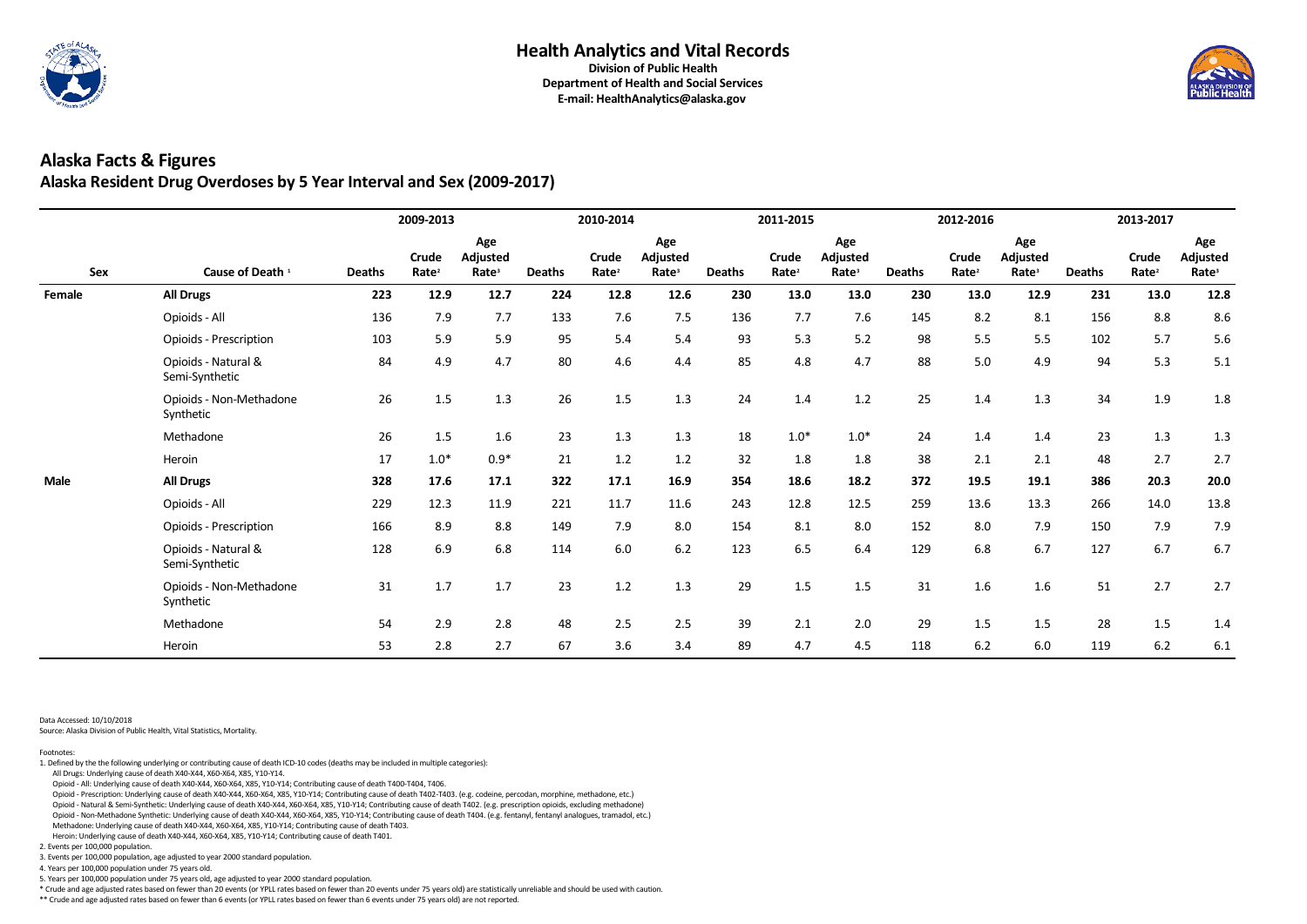# Health Analytics and Vital Records

**Division of Public Health**
**Department of Health and Social Services**
**E-mail: HealthAnalytics@alaska.gov**

## Alaska Facts & Figures

### Alaska Resident Drug Overdoses by 5 Year Interval and Sex (2009-2017)

| | | 2009-2013 | | | 2010-2014 | | | 2011-2015 | | | 2012-2016 | | | 2013-2017 | | |
|---|---|---|---|---|---|---|---|---|---|---|---|---|---|---|---|---|
| Sex | Cause of Death [1] | Deaths | Crude Rate[2] | Age Adjusted Rate[3] | Deaths | Crude Rate[2] | Age Adjusted Rate[3] | Deaths | Crude Rate[2] | Age Adjusted Rate[3] | Deaths | Crude Rate[2] | Age Adjusted Rate[3] | Deaths | Crude Rate[2] | Age Adjusted Rate[3] |
| **Female** | **All Drugs** | **223** | **12.9** | **12.7** | **224** | **12.8** | **12.6** | **230** | **13.0** | **13.0** | **230** | **13.0** | **12.9** | **231** | **13.0** | **12.8** |
| | Opioids - All | 136 | 7.9 | 7.7 | 133 | 7.6 | 7.5 | 136 | 7.7 | 7.6 | 145 | 8.2 | 8.1 | 156 | 8.8 | 8.6 |
| | Opioids - Prescription | 103 | 5.9 | 5.9 | 95 | 5.4 | 5.4 | 93 | 5.3 | 5.2 | 98 | 5.5 | 5.5 | 102 | 5.7 | 5.6 |
| | Opioids - Natural & Semi-Synthetic | 84 | 4.9 | 4.7 | 80 | 4.6 | 4.4 | 85 | 4.8 | 4.7 | 88 | 5.0 | 4.9 | 94 | 5.3 | 5.1 |
| | Opioids - Non-Methadone Synthetic | 26 | 1.5 | 1.3 | 26 | 1.5 | 1.3 | 24 | 1.4 | 1.2 | 25 | 1.4 | 1.3 | 34 | 1.9 | 1.8 |
| | Methadone | 26 | 1.5 | 1.6 | 23 | 1.3 | 1.3 | 18 | 1.0* | 1.0* | 24 | 1.4 | 1.4 | 23 | 1.3 | 1.3 |
| | Heroin | 17 | 1.0* | 0.9* | 21 | 1.2 | 1.2 | 32 | 1.8 | 1.8 | 38 | 2.1 | 2.1 | 48 | 2.7 | 2.7 |
| **Male** | **All Drugs** | **328** | **17.6** | **17.1** | **322** | **17.1** | **16.9** | **354** | **18.6** | **18.2** | **372** | **19.5** | **19.1** | **386** | **20.3** | **20.0** |
| | Opioids - All | 229 | 12.3 | 11.9 | 221 | 11.7 | 11.6 | 243 | 12.8 | 12.5 | 259 | 13.6 | 13.3 | 266 | 14.0 | 13.8 |
| | Opioids - Prescription | 166 | 8.9 | 8.8 | 149 | 7.9 | 8.0 | 154 | 8.1 | 8.0 | 152 | 8.0 | 7.9 | 150 | 7.9 | 7.9 |
| | Opioids - Natural & Semi-Synthetic | 128 | 6.9 | 6.8 | 114 | 6.0 | 6.2 | 123 | 6.5 | 6.4 | 129 | 6.8 | 6.7 | 127 | 6.7 | 6.7 |
| | Opioids - Non-Methadone Synthetic | 31 | 1.7 | 1.7 | 23 | 1.2 | 1.3 | 29 | 1.5 | 1.5 | 31 | 1.6 | 1.6 | 51 | 2.7 | 2.7 |
| | Methadone | 54 | 2.9 | 2.8 | 48 | 2.5 | 2.5 | 39 | 2.1 | 2.0 | 29 | 1.5 | 1.5 | 28 | 1.5 | 1.4 |
| | Heroin | 53 | 2.8 | 2.7 | 67 | 3.6 | 3.4 | 89 | 4.7 | 4.5 | 118 | 6.2 | 6.0 | 119 | 6.2 | 6.1 |

Data Accessed: 10/10/2018
Source: Alaska Division of Public Health, Vital Statistics, Mortality.

Footnotes:

1. Defined by the the following underlying or contributing cause of death ICD-10 codes (deaths may be included in multiple categories):
   - All Drugs: Underlying cause of death X40-X44, X60-X64, X85, Y10-Y14.
   - Opioid - All: Underlying cause of death X40-X44, X60-X64, X85, Y10-Y14; Contributing cause of death T400-T404, T406.
   - Opioid - Prescription: Underlying cause of death X40-X44, X60-X64, X85, Y10-Y14; Contributing cause of death T402-T403. (e.g. codeine, percodan, morphine, methadone, etc.)
   - Opioid - Natural & Semi-Synthetic: Underlying cause of death X40-X44, X60-X64, X85, Y10-Y14; Contributing cause of death T402. (e.g. prescription opioids, excluding methadone)
   - Opioid - Non-Methadone Synthetic: Underlying cause of death X40-X44, X60-X64, X85, Y10-Y14; Contributing cause of death T404. (e.g. fentanyl, fentanyl analogues, tramadol, etc.)
   - Methadone: Underlying cause of death X40-X44, X60-X64, X85, Y10-Y14; Contributing cause of death T403.
   - Heroin: Underlying cause of death X40-X44, X60-X64, X85, Y10-Y14; Contributing cause of death T401.
2. Events per 100,000 population.
3. Events per 100,000 population, age adjusted to year 2000 standard population.
4. Years per 100,000 population under 75 years old.
5. Years per 100,000 population under 75 years old, age adjusted to year 2000 standard population.

\* Crude and age adjusted rates based on fewer than 20 events (or YPLL rates based on fewer than 20 events under 75 years old) are statistically unreliable and should be used with caution.

\*\* Crude and age adjusted rates based on fewer than 6 events (or YPLL rates based on fewer than 6 events under 75 years old) are not reported.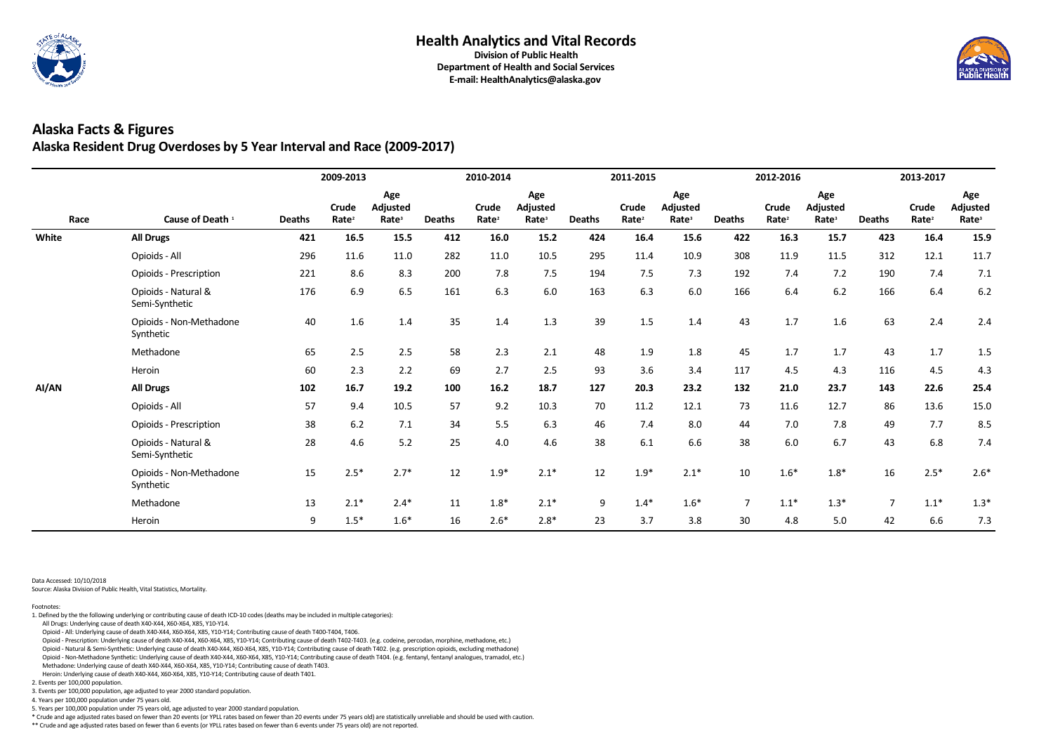# Health Analytics and Vital Records

**Division of Public Health**
**Department of Health and Social Services**
**E-mail: HealthAnalytics@alaska.gov**

## Alaska Facts & Figures

### Alaska Resident Drug Overdoses by 5 Year Interval and Race (2009-2017)

| | | 2009-2013 | | | 2010-2014 | | | 2011-2015 | | | 2012-2016 | | | 2013-2017 | | |
|---|---|---|---|---|---|---|---|---|---|---|---|---|---|---|---|---|
| Race | Cause of Death [1] | Deaths | Crude Rate[2] | Age Adjusted Rate[3] | Deaths | Crude Rate[2] | Age Adjusted Rate[3] | Deaths | Crude Rate[2] | Age Adjusted Rate[3] | Deaths | Crude Rate[2] | Age Adjusted Rate[3] | Deaths | Crude Rate[2] | Age Adjusted Rate[3] |
| **White** | **All Drugs** | **421** | **16.5** | **15.5** | **412** | **16.0** | **15.2** | **424** | **16.4** | **15.6** | **422** | **16.3** | **15.7** | **423** | **16.4** | **15.9** |
| | Opioids - All | 296 | 11.6 | 11.0 | 282 | 11.0 | 10.5 | 295 | 11.4 | 10.9 | 308 | 11.9 | 11.5 | 312 | 12.1 | 11.7 |
| | Opioids - Prescription | 221 | 8.6 | 8.3 | 200 | 7.8 | 7.5 | 194 | 7.5 | 7.3 | 192 | 7.4 | 7.2 | 190 | 7.4 | 7.1 |
| | Opioids - Natural & Semi-Synthetic | 176 | 6.9 | 6.5 | 161 | 6.3 | 6.0 | 163 | 6.3 | 6.0 | 166 | 6.4 | 6.2 | 166 | 6.4 | 6.2 |
| | Opioids - Non-Methadone Synthetic | 40 | 1.6 | 1.4 | 35 | 1.4 | 1.3 | 39 | 1.5 | 1.4 | 43 | 1.7 | 1.6 | 63 | 2.4 | 2.4 |
| | Methadone | 65 | 2.5 | 2.5 | 58 | 2.3 | 2.1 | 48 | 1.9 | 1.8 | 45 | 1.7 | 1.7 | 43 | 1.7 | 1.5 |
| | Heroin | 60 | 2.3 | 2.2 | 69 | 2.7 | 2.5 | 93 | 3.6 | 3.4 | 117 | 4.5 | 4.3 | 116 | 4.5 | 4.3 |
| **AI/AN** | **All Drugs** | **102** | **16.7** | **19.2** | **100** | **16.2** | **18.7** | **127** | **20.3** | **23.2** | **132** | **21.0** | **23.7** | **143** | **22.6** | **25.4** |
| | Opioids - All | 57 | 9.4 | 10.5 | 57 | 9.2 | 10.3 | 70 | 11.2 | 12.1 | 73 | 11.6 | 12.7 | 86 | 13.6 | 15.0 |
| | Opioids - Prescription | 38 | 6.2 | 7.1 | 34 | 5.5 | 6.3 | 46 | 7.4 | 8.0 | 44 | 7.0 | 7.8 | 49 | 7.7 | 8.5 |
| | Opioids - Natural & Semi-Synthetic | 28 | 4.6 | 5.2 | 25 | 4.0 | 4.6 | 38 | 6.1 | 6.6 | 38 | 6.0 | 6.7 | 43 | 6.8 | 7.4 |
| | Opioids - Non-Methadone Synthetic | 15 | 2.5* | 2.7* | 12 | 1.9* | 2.1* | 12 | 1.9* | 2.1* | 10 | 1.6* | 1.8* | 16 | 2.5* | 2.6* |
| | Methadone | 13 | 2.1* | 2.4* | 11 | 1.8* | 2.1* | 9 | 1.4* | 1.6* | 7 | 1.1* | 1.3* | 7 | 1.1* | 1.3* |
| | Heroin | 9 | 1.5* | 1.6* | 16 | 2.6* | 2.8* | 23 | 3.7 | 3.8 | 30 | 4.8 | 5.0 | 42 | 6.6 | 7.3 |

Data Accessed: 10/10/2018
Source: Alaska Division of Public Health, Vital Statistics, Mortality.

Footnotes:

1. Defined by the the following underlying or contributing cause of death ICD-10 codes (deaths may be included in multiple categories):
   - All Drugs: Underlying cause of death X40-X44, X60-X64, X85, Y10-Y14.
   - Opioid - All: Underlying cause of death X40-X44, X60-X64, X85, Y10-Y14; Contributing cause of death T400-T404, T406.
   - Opioid - Prescription: Underlying cause of death X40-X44, X60-X64, X85, Y10-Y14; Contributing cause of death T402-T403. (e.g. codeine, percodan, morphine, methadone, etc.)
   - Opioid - Natural & Semi-Synthetic: Underlying cause of death X40-X44, X60-X64, X85, Y10-Y14; Contributing cause of death T402. (e.g. prescription opioids, excluding methadone)
   - Opioid - Non-Methadone Synthetic: Underlying cause of death X40-X44, X60-X64, X85, Y10-Y14; Contributing cause of death T404. (e.g. fentanyl, fentanyl analogues, tramadol, etc.)
   - Methadone: Underlying cause of death X40-X44, X60-X64, X85, Y10-Y14; Contributing cause of death T403.
   - Heroin: Underlying cause of death X40-X44, X60-X64, X85, Y10-Y14; Contributing cause of death T401.
2. Events per 100,000 population.
3. Events per 100,000 population, age adjusted to year 2000 standard population.
4. Years per 100,000 population under 75 years old.
5. Years per 100,000 population under 75 years old, age adjusted to year 2000 standard population.

\* Crude and age adjusted rates based on fewer than 20 events (or YPLL rates based on fewer than 20 events under 75 years old) are statistically unreliable and should be used with caution.

\** Crude and age adjusted rates based on fewer than 6 events (or YPLL rates based on fewer than 6 events under 75 years old) are not reported.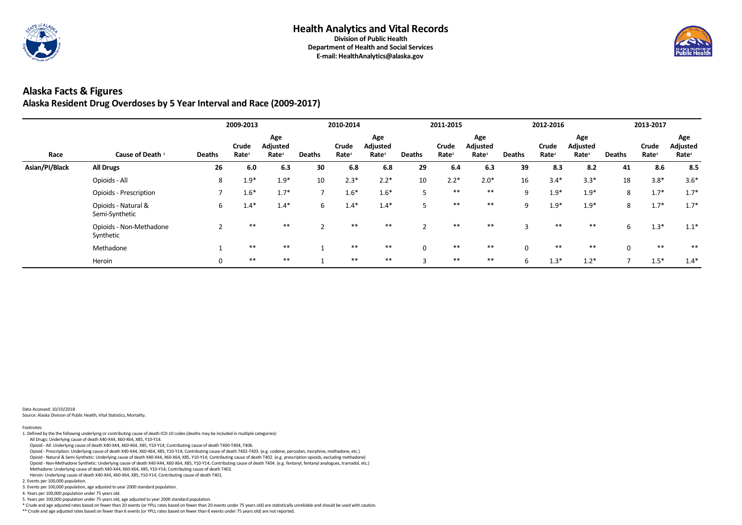# Health Analytics and Vital Records

**Division of Public Health**
**Department of Health and Social Services**
**E-mail: HealthAnalytics@alaska.gov**

## Alaska Facts & Figures

### Alaska Resident Drug Overdoses by 5 Year Interval and Race (2009-2017)

| Race | Cause of Death [1] | 2009-2013 | | | 2010-2014 | | | 2011-2015 | | | 2012-2016 | | | 2013-2017 | | |
|---|---|---|---|---|---|---|---|---|---|---|---|---|---|---|---|---|
| | | Deaths | Crude Rate[2] | Age Adjusted Rate[3] | Deaths | Crude Rate[2] | Age Adjusted Rate[3] | Deaths | Crude Rate[2] | Age Adjusted Rate[3] | Deaths | Crude Rate[2] | Age Adjusted Rate[3] | Deaths | Crude Rate[2] | Age Adjusted Rate[3] |
| **Asian/PI/Black** | **All Drugs** | **26** | **6.0** | **6.3** | **30** | **6.8** | **6.8** | **29** | **6.4** | **6.3** | **39** | **8.3** | **8.2** | **41** | **8.6** | **8.5** |
| | Opioids - All | 8 | 1.9* | 1.9* | 10 | 2.3* | 2.2* | 10 | 2.2* | 2.0* | 16 | 3.4* | 3.3* | 18 | 3.8* | 3.6* |
| | Opioids - Prescription | 7 | 1.6* | 1.7* | 7 | 1.6* | 1.6* | 5 | ** | ** | 9 | 1.9* | 1.9* | 8 | 1.7* | 1.7* |
| | Opioids - Natural & Semi-Synthetic | 6 | 1.4* | 1.4* | 6 | 1.4* | 1.4* | 5 | ** | ** | 9 | 1.9* | 1.9* | 8 | 1.7* | 1.7* |
| | Opioids - Non-Methadone Synthetic | 2 | ** | ** | 2 | ** | ** | 2 | ** | ** | 3 | ** | ** | 6 | 1.3* | 1.1* |
| | Methadone | 1 | ** | ** | 1 | ** | ** | 0 | ** | ** | 0 | ** | ** | 0 | ** | ** |
| | Heroin | 0 | ** | ** | 1 | ** | ** | 3 | ** | ** | 6 | 1.3* | 1.2* | 7 | 1.5* | 1.4* |

Data Accessed: 10/10/2018
Source: Alaska Division of Public Health, Vital Statistics, Mortality.

Footnotes:

1. Defined by the the following underlying or contributing cause of death ICD-10 codes (deaths may be included in multiple categories):
   - All Drugs: Underlying cause of death X40-X44, X60-X64, X85, Y10-Y14.
   - Opioid - All: Underlying cause of death X40-X44, X60-X64, X85, Y10-Y14; Contributing cause of death T400-T404, T406.
   - Opioid - Prescription: Underlying cause of death X40-X44, X60-X64, X85, Y10-Y14; Contributing cause of death T402-T403. (e.g. codeine, percodan, morphine, methadone, etc.)
   - Opioid - Natural & Semi-Synthetic: Underlying cause of death X40-X44, X60-X64, X85, Y10-Y14; Contributing cause of death T402. (e.g. prescription opioids, excluding methadone)
   - Opioid - Non-Methadone Synthetic: Underlying cause of death X40-X44, X60-X64, X85, Y10-Y14; Contributing cause of death T404. (e.g. fentanyl, fentanyl analogues, tramadol, etc.)
   - Methadone: Underlying cause of death X40-X44, X60-X64, X85, Y10-Y14; Contributing cause of death T403.
   - Heroin: Underlying cause of death X40-X44, X60-X64, X85, Y10-Y14; Contributing cause of death T401.
2. Events per 100,000 population.
3. Events per 100,000 population, age adjusted to year 2000 standard population.
4. Years per 100,000 population under 75 years old.
5. Years per 100,000 population under 75 years old, age adjusted to year 2000 standard population.

\* Crude and age adjusted rates based on fewer than 20 events (or YPLL rates based on fewer than 20 events under 75 years old) are statistically unreliable and should be used with caution.

\*\* Crude and age adjusted rates based on fewer than 6 events (or YPLL rates based on fewer than 6 events under 75 years old) are not reported.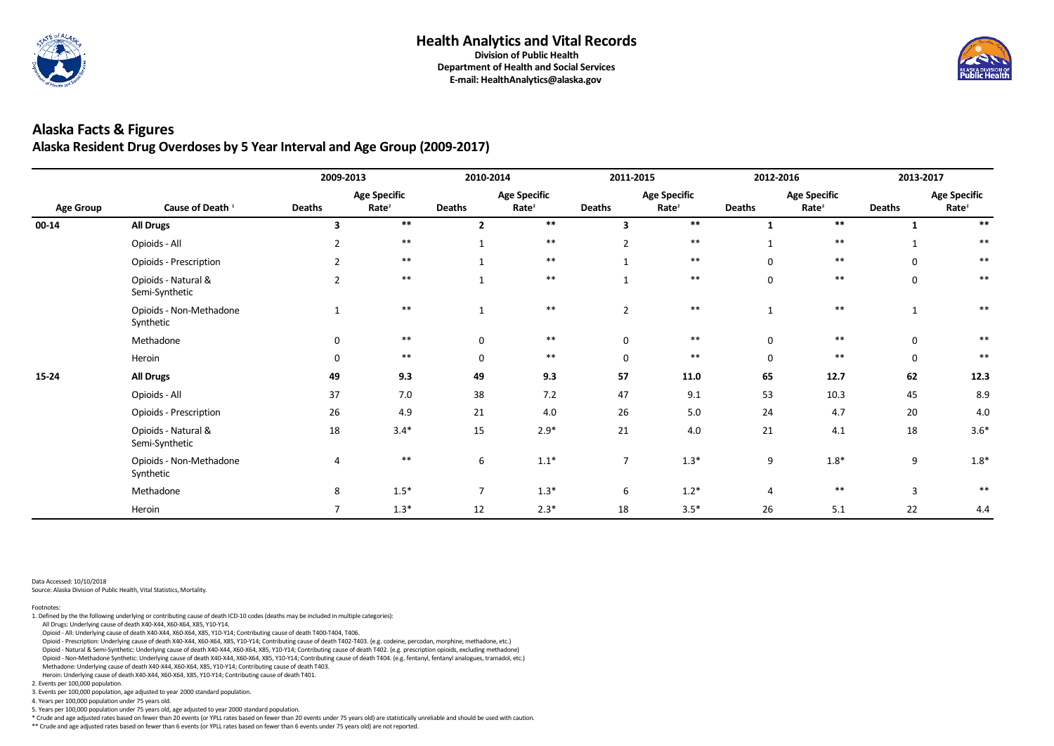# Health Analytics and Vital Records

**Division of Public Health**
**Department of Health and Social Services**
**E-mail: HealthAnalytics@alaska.gov**

## Alaska Facts & Figures

### Alaska Resident Drug Overdoses by 5 Year Interval and Age Group (2009-2017)

| | | 2009-2013 | | 2010-2014 | | 2011-2015 | | 2012-2016 | | 2013-2017 | |
|---|---|---|---|---|---|---|---|---|---|---|---|
| **Age Group** | **Cause of Death [1]** | **Deaths** | **Age Specific Rate[2]** | **Deaths** | **Age Specific Rate[2]** | **Deaths** | **Age Specific Rate[2]** | **Deaths** | **Age Specific Rate[2]** | **Deaths** | **Age Specific Rate[2]** |
| **00-14** | **All Drugs** | **3** | ** | **2** | ** | **3** | ** | **1** | ** | **1** | ** |
| | Opioids - All | 2 | ** | 1 | ** | 2 | ** | 1 | ** | 1 | ** |
| | Opioids - Prescription | 2 | ** | 1 | ** | 1 | ** | 0 | ** | 0 | ** |
| | Opioids - Natural & Semi-Synthetic | 2 | ** | 1 | ** | 1 | ** | 0 | ** | 0 | ** |
| | Opioids - Non-Methadone Synthetic | 1 | ** | 1 | ** | 2 | ** | 1 | ** | 1 | ** |
| | Methadone | 0 | ** | 0 | ** | 0 | ** | 0 | ** | 0 | ** |
| | Heroin | 0 | ** | 0 | ** | 0 | ** | 0 | ** | 0 | ** |
| **15-24** | **All Drugs** | **49** | **9.3** | **49** | **9.3** | **57** | **11.0** | **65** | **12.7** | **62** | **12.3** |
| | Opioids - All | 37 | 7.0 | 38 | 7.2 | 47 | 9.1 | 53 | 10.3 | 45 | 8.9 |
| | Opioids - Prescription | 26 | 4.9 | 21 | 4.0 | 26 | 5.0 | 24 | 4.7 | 20 | 4.0 |
| | Opioids - Natural & Semi-Synthetic | 18 | 3.4* | 15 | 2.9* | 21 | 4.0 | 21 | 4.1 | 18 | 3.6* |
| | Opioids - Non-Methadone Synthetic | 4 | ** | 6 | 1.1* | 7 | 1.3* | 9 | 1.8* | 9 | 1.8* |
| | Methadone | 8 | 1.5* | 7 | 1.3* | 6 | 1.2* | 4 | ** | 3 | ** |
| | Heroin | 7 | 1.3* | 12 | 2.3* | 18 | 3.5* | 26 | 5.1 | 22 | 4.4 |

Data Accessed: 10/10/2018
Source: Alaska Division of Public Health, Vital Statistics, Mortality.

Footnotes:

1. Defined by the the following underlying or contributing cause of death ICD-10 codes (deaths may be included in multiple categories):
   - All Drugs: Underlying cause of death X40-X44, X60-X64, X85, Y10-Y14.
   - Opioid - All: Underlying cause of death X40-X44, X60-X64, X85, Y10-Y14; Contributing cause of death T400-T404, T406.
   - Opioid - Prescription: Underlying cause of death X40-X44, X60-X64, X85, Y10-Y14; Contributing cause of death T402-T403. (e.g. codeine, percodan, morphine, methadone, etc.)
   - Opioid - Natural & Semi-Synthetic: Underlying cause of death X40-X44, X60-X64, X85, Y10-Y14; Contributing cause of death T402. (e.g. prescription opioids, excluding methadone)
   - Opioid - Non-Methadone Synthetic: Underlying cause of death X40-X44, X60-X64, X85, Y10-Y14; Contributing cause of death T404. (e.g. fentanyl, fentanyl analogues, tramadol, etc.)
   - Methadone: Underlying cause of death X40-X44, X60-X64, X85, Y10-Y14; Contributing cause of death T403.
   - Heroin: Underlying cause of death X40-X44, X60-X64, X85, Y10-Y14; Contributing cause of death T401.
2. Events per 100,000 population.
3. Events per 100,000 population, age adjusted to year 2000 standard population.
4. Years per 100,000 population under 75 years old.
5. Years per 100,000 population under 75 years old, age adjusted to year 2000 standard population.

\* Crude and age adjusted rates based on fewer than 20 events (or YPLL rates based on fewer than 20 events under 75 years old) are statistically unreliable and should be used with caution.

\** Crude and age adjusted rates based on fewer than 6 events (or YPLL rates based on fewer than 6 events under 75 years old) are not reported.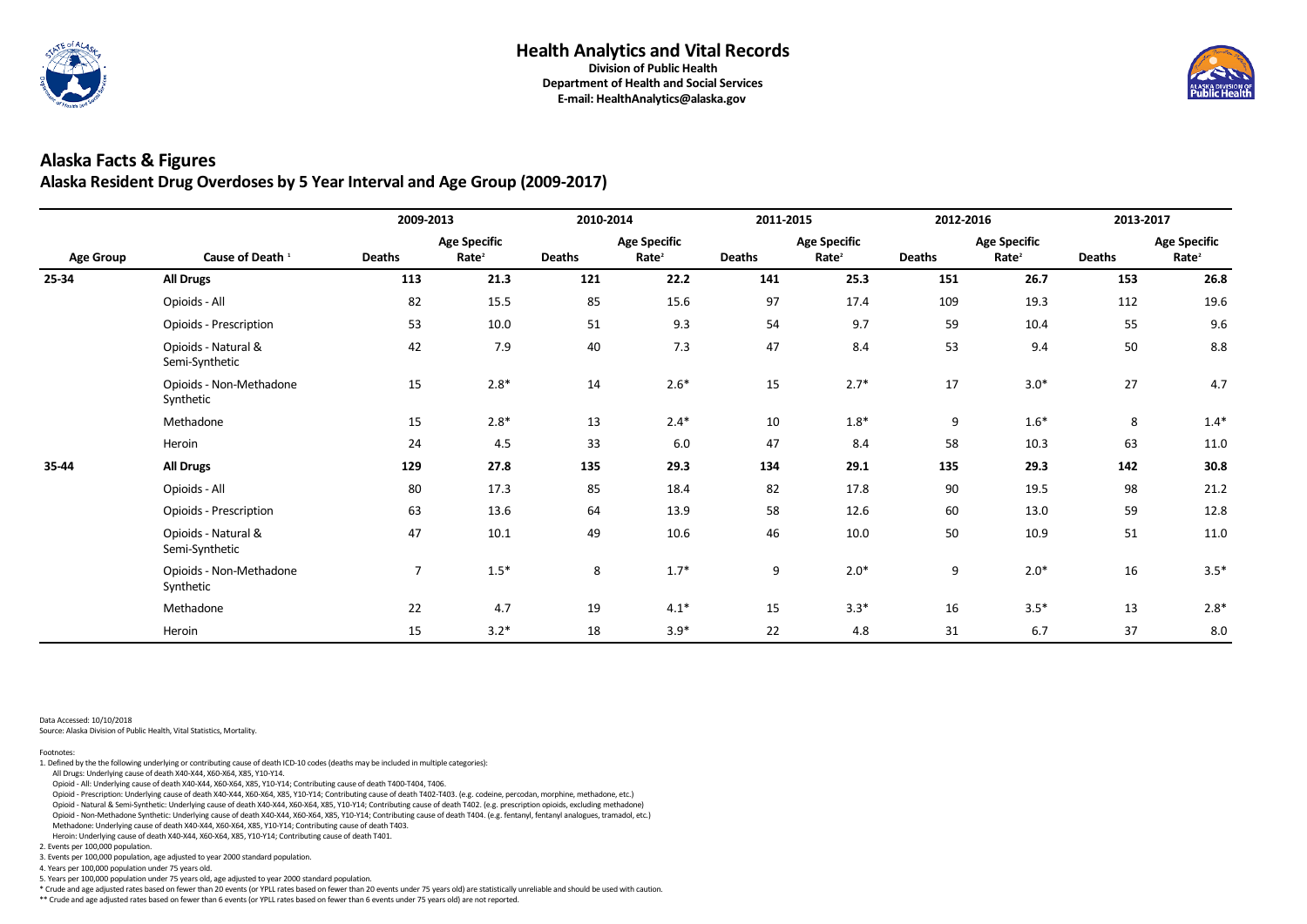## Health Analytics and Vital Records

**Division of Public Health**
**Department of Health and Social Services**
**E-mail: HealthAnalytics@alaska.gov**

# Alaska Facts & Figures

## Alaska Resident Drug Overdoses by 5 Year Interval and Age Group (2009-2017)

| | | 2009-2013 | | 2010-2014 | | 2011-2015 | | 2012-2016 | | 2013-2017 | |
|---|---|---|---|---|---|---|---|---|---|---|---|
| **Age Group** | **Cause of Death [1]** | **Deaths** | **Age Specific Rate[2]** | **Deaths** | **Age Specific Rate[2]** | **Deaths** | **Age Specific Rate[2]** | **Deaths** | **Age Specific Rate[2]** | **Deaths** | **Age Specific Rate[2]** |
| **25-34** | **All Drugs** | **113** | **21.3** | **121** | **22.2** | **141** | **25.3** | **151** | **26.7** | **153** | **26.8** |
| | Opioids - All | 82 | 15.5 | 85 | 15.6 | 97 | 17.4 | 109 | 19.3 | 112 | 19.6 |
| | Opioids - Prescription | 53 | 10.0 | 51 | 9.3 | 54 | 9.7 | 59 | 10.4 | 55 | 9.6 |
| | Opioids - Natural & Semi-Synthetic | 42 | 7.9 | 40 | 7.3 | 47 | 8.4 | 53 | 9.4 | 50 | 8.8 |
| | Opioids - Non-Methadone Synthetic | 15 | 2.8* | 14 | 2.6* | 15 | 2.7* | 17 | 3.0* | 27 | 4.7 |
| | Methadone | 15 | 2.8* | 13 | 2.4* | 10 | 1.8* | 9 | 1.6* | 8 | 1.4* |
| | Heroin | 24 | 4.5 | 33 | 6.0 | 47 | 8.4 | 58 | 10.3 | 63 | 11.0 |
| **35-44** | **All Drugs** | **129** | **27.8** | **135** | **29.3** | **134** | **29.1** | **135** | **29.3** | **142** | **30.8** |
| | Opioids - All | 80 | 17.3 | 85 | 18.4 | 82 | 17.8 | 90 | 19.5 | 98 | 21.2 |
| | Opioids - Prescription | 63 | 13.6 | 64 | 13.9 | 58 | 12.6 | 60 | 13.0 | 59 | 12.8 |
| | Opioids - Natural & Semi-Synthetic | 47 | 10.1 | 49 | 10.6 | 46 | 10.0 | 50 | 10.9 | 51 | 11.0 |
| | Opioids - Non-Methadone Synthetic | 7 | 1.5* | 8 | 1.7* | 9 | 2.0* | 9 | 2.0* | 16 | 3.5* |
| | Methadone | 22 | 4.7 | 19 | 4.1* | 15 | 3.3* | 16 | 3.5* | 13 | 2.8* |
| | Heroin | 15 | 3.2* | 18 | 3.9* | 22 | 4.8 | 31 | 6.7 | 37 | 8.0 |

Data Accessed: 10/10/2018
Source: Alaska Division of Public Health, Vital Statistics, Mortality.

Footnotes:

1. Defined by the the following underlying or contributing cause of death ICD-10 codes (deaths may be included in multiple categories):
   - All Drugs: Underlying cause of death X40-X44, X60-X64, X85, Y10-Y14.
   - Opioid - All: Underlying cause of death X40-X44, X60-X64, X85, Y10-Y14; Contributing cause of death T400-T404, T406.
   - Opioid - Prescription: Underlying cause of death X40-X44, X60-X64, X85, Y10-Y14; Contributing cause of death T402-T403. (e.g. codeine, percodan, morphine, methadone, etc.)
   - Opioid - Natural & Semi-Synthetic: Underlying cause of death X40-X44, X60-X64, X85, Y10-Y14; Contributing cause of death T402. (e.g. prescription opioids, excluding methadone)
   - Opioid - Non-Methadone Synthetic: Underlying cause of death X40-X44, X60-X64, X85, Y10-Y14; Contributing cause of death T404. (e.g. fentanyl, fentanyl analogues, tramadol, etc.)
   - Methadone: Underlying cause of death X40-X44, X60-X64, X85, Y10-Y14; Contributing cause of death T403.
   - Heroin: Underlying cause of death X40-X44, X60-X64, X85, Y10-Y14; Contributing cause of death T401.
2. Events per 100,000 population.
3. Events per 100,000 population, age adjusted to year 2000 standard population.
4. Years per 100,000 population under 75 years old.
5. Years per 100,000 population under 75 years old, age adjusted to year 2000 standard population.

\* Crude and age adjusted rates based on fewer than 20 events (or YPLL rates based on fewer than 20 events under 75 years old) are statistically unreliable and should be used with caution.

\*\* Crude and age adjusted rates based on fewer than 6 events (or YPLL rates based on fewer than 6 events under 75 years old) are not reported.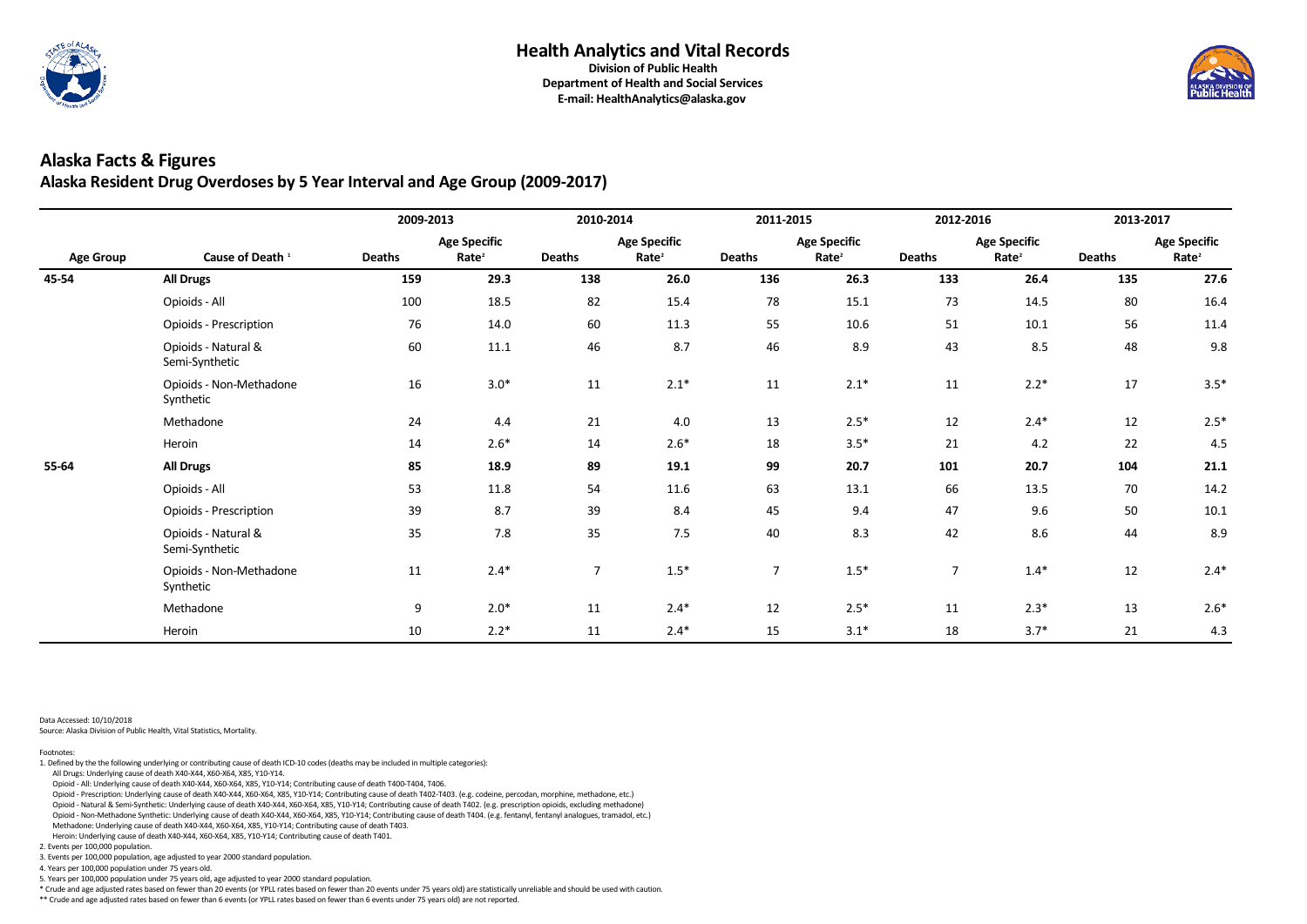# Health Analytics and Vital Records

**Division of Public Health**
**Department of Health and Social Services**
**E-mail: HealthAnalytics@alaska.gov**

## Alaska Facts & Figures

### Alaska Resident Drug Overdoses by 5 Year Interval and Age Group (2009-2017)

| | | 2009-2013 | | 2010-2014 | | 2011-2015 | | 2012-2016 | | 2013-2017 | |
|---|---|---|---|---|---|---|---|---|---|---|---|
| **Age Group** | **Cause of Death [1]** | **Deaths** | **Age Specific Rate[2]** | **Deaths** | **Age Specific Rate[2]** | **Deaths** | **Age Specific Rate[2]** | **Deaths** | **Age Specific Rate[2]** | **Deaths** | **Age Specific Rate[2]** |
| **45-54** | **All Drugs** | **159** | **29.3** | **138** | **26.0** | **136** | **26.3** | **133** | **26.4** | **135** | **27.6** |
| | Opioids - All | 100 | 18.5 | 82 | 15.4 | 78 | 15.1 | 73 | 14.5 | 80 | 16.4 |
| | Opioids - Prescription | 76 | 14.0 | 60 | 11.3 | 55 | 10.6 | 51 | 10.1 | 56 | 11.4 |
| | Opioids - Natural & Semi-Synthetic | 60 | 11.1 | 46 | 8.7 | 46 | 8.9 | 43 | 8.5 | 48 | 9.8 |
| | Opioids - Non-Methadone Synthetic | 16 | 3.0* | 11 | 2.1* | 11 | 2.1* | 11 | 2.2* | 17 | 3.5* |
| | Methadone | 24 | 4.4 | 21 | 4.0 | 13 | 2.5* | 12 | 2.4* | 12 | 2.5* |
| | Heroin | 14 | 2.6* | 14 | 2.6* | 18 | 3.5* | 21 | 4.2 | 22 | 4.5 |
| **55-64** | **All Drugs** | **85** | **18.9** | **89** | **19.1** | **99** | **20.7** | **101** | **20.7** | **104** | **21.1** |
| | Opioids - All | 53 | 11.8 | 54 | 11.6 | 63 | 13.1 | 66 | 13.5 | 70 | 14.2 |
| | Opioids - Prescription | 39 | 8.7 | 39 | 8.4 | 45 | 9.4 | 47 | 9.6 | 50 | 10.1 |
| | Opioids - Natural & Semi-Synthetic | 35 | 7.8 | 35 | 7.5 | 40 | 8.3 | 42 | 8.6 | 44 | 8.9 |
| | Opioids - Non-Methadone Synthetic | 11 | 2.4* | 7 | 1.5* | 7 | 1.5* | 7 | 1.4* | 12 | 2.4* |
| | Methadone | 9 | 2.0* | 11 | 2.4* | 12 | 2.5* | 11 | 2.3* | 13 | 2.6* |
| | Heroin | 10 | 2.2* | 11 | 2.4* | 15 | 3.1* | 18 | 3.7* | 21 | 4.3 |

Data Accessed: 10/10/2018
Source: Alaska Division of Public Health, Vital Statistics, Mortality.

Footnotes:

1. Defined by the the following underlying or contributing cause of death ICD-10 codes (deaths may be included in multiple categories):
   All Drugs: Underlying cause of death X40-X44, X60-X64, X85, Y10-Y14.
   Opioid - All: Underlying cause of death X40-X44, X60-X64, X85, Y10-Y14; Contributing cause of death T400-T404, T406.
   Opioid - Prescription: Underlying cause of death X40-X44, X60-X64, X85, Y10-Y14; Contributing cause of death T402-T403. (e.g. codeine, percodan, morphine, methadone, etc.)
   Opioid - Natural & Semi-Synthetic: Underlying cause of death X40-X44, X60-X64, X85, Y10-Y14; Contributing cause of death T402. (e.g. prescription opioids, excluding methadone)
   Opioid - Non-Methadone Synthetic: Underlying cause of death X40-X44, X60-X64, X85, Y10-Y14; Contributing cause of death T404. (e.g. fentanyl, fentanyl analogues, tramadol, etc.)
   Methadone: Underlying cause of death X40-X44, X60-X64, X85, Y10-Y14; Contributing cause of death T403.
   Heroin: Underlying cause of death X40-X44, X60-X64, X85, Y10-Y14; Contributing cause of death T401.
2. Events per 100,000 population.
3. Events per 100,000 population, age adjusted to year 2000 standard population.
4. Years per 100,000 population under 75 years old.
5. Years per 100,000 population under 75 years old, age adjusted to year 2000 standard population.

\* Crude and age adjusted rates based on fewer than 20 events (or YPLL rates based on fewer than 20 events under 75 years old) are statistically unreliable and should be used with caution.
\** Crude and age adjusted rates based on fewer than 6 events (or YPLL rates based on fewer than 6 events under 75 years old) are not reported.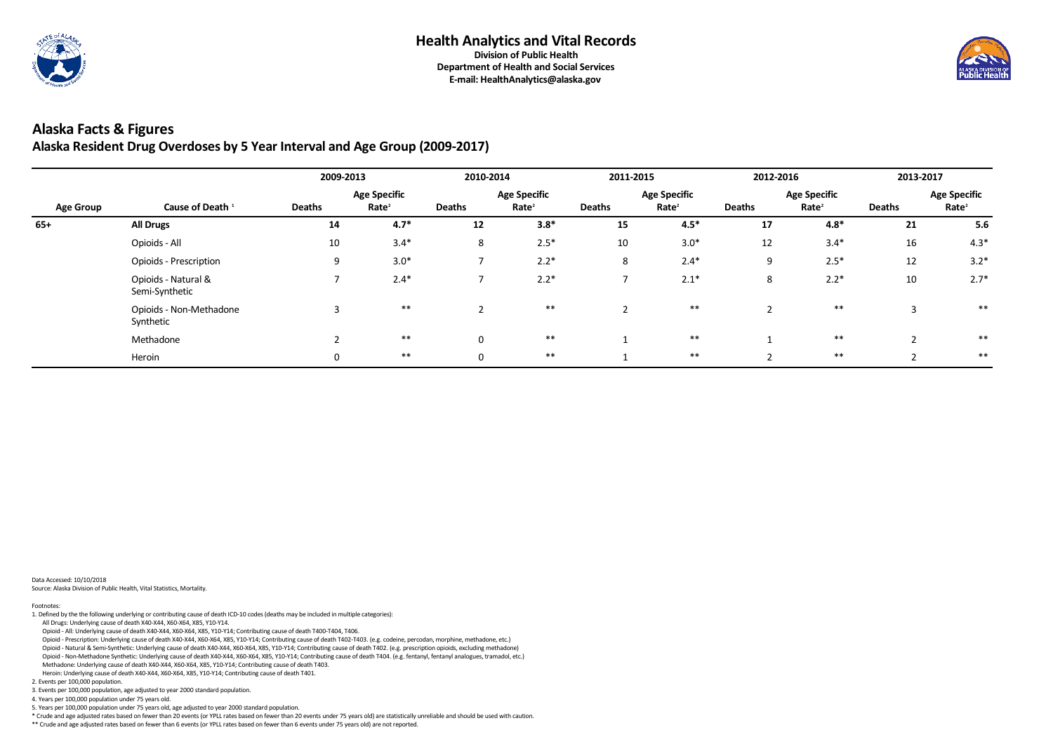# Health Analytics and Vital Records

**Division of Public Health**
**Department of Health and Social Services**
**E-mail: HealthAnalytics@alaska.gov**

## Alaska Facts & Figures

### Alaska Resident Drug Overdoses by 5 Year Interval and Age Group (2009-2017)

| | | 2009-2013 | | 2010-2014 | | 2011-2015 | | 2012-2016 | | 2013-2017 | |
|---|---|---|---|---|---|---|---|---|---|---|---|
| **Age Group** | **Cause of Death [1]** | **Deaths** | **Age Specific Rate[2]** | **Deaths** | **Age Specific Rate[2]** | **Deaths** | **Age Specific Rate[2]** | **Deaths** | **Age Specific Rate[2]** | **Deaths** | **Age Specific Rate[2]** |
| **65+** | **All Drugs** | **14** | **4.7*** | **12** | **3.8*** | **15** | **4.5*** | **17** | **4.8*** | **21** | **5.6** |
| | Opioids - All | 10 | 3.4* | 8 | 2.5* | 10 | 3.0* | 12 | 3.4* | 16 | 4.3* |
| | Opioids - Prescription | 9 | 3.0* | 7 | 2.2* | 8 | 2.4* | 9 | 2.5* | 12 | 3.2* |
| | Opioids - Natural & Semi-Synthetic | 7 | 2.4* | 7 | 2.2* | 7 | 2.1* | 8 | 2.2* | 10 | 2.7* |
| | Opioids - Non-Methadone Synthetic | 3 | ** | 2 | ** | 2 | ** | 2 | ** | 3 | ** |
| | Methadone | 2 | ** | 0 | ** | 1 | ** | 1 | ** | 2 | ** |
| | Heroin | 0 | ** | 0 | ** | 1 | ** | 2 | ** | 2 | ** |

Data Accessed: 10/10/2018
Source: Alaska Division of Public Health, Vital Statistics, Mortality.

Footnotes:

1. Defined by the the following underlying or contributing cause of death ICD-10 codes (deaths may be included in multiple categories):
   All Drugs: Underlying cause of death X40-X44, X60-X64, X85, Y10-Y14.
   Opioid - All: Underlying cause of death X40-X44, X60-X64, X85, Y10-Y14; Contributing cause of death T400-T404, T406.
   Opioid - Prescription: Underlying cause of death X40-X44, X60-X64, X85, Y10-Y14; Contributing cause of death T402-T403. (e.g. codeine, percodan, morphine, methadone, etc.)
   Opioid - Natural & Semi-Synthetic: Underlying cause of death X40-X44, X60-X64, X85, Y10-Y14; Contributing cause of death T402. (e.g. prescription opioids, excluding methadone)
   Opioid - Non-Methadone Synthetic: Underlying cause of death X40-X44, X60-X64, X85, Y10-Y14; Contributing cause of death T404. (e.g. fentanyl, fentanyl analogues, tramadol, etc.)
   Methadone: Underlying cause of death X40-X44, X60-X64, X85, Y10-Y14; Contributing cause of death T403.
   Heroin: Underlying cause of death X40-X44, X60-X64, X85, Y10-Y14; Contributing cause of death T401.
2. Events per 100,000 population.
3. Events per 100,000 population, age adjusted to year 2000 standard population.
4. Years per 100,000 population under 75 years old.
5. Years per 100,000 population under 75 years old, age adjusted to year 2000 standard population.

\* Crude and age adjusted rates based on fewer than 20 events (or YPLL rates based on fewer than 20 events under 75 years old) are statistically unreliable and should be used with caution.
** Crude and age adjusted rates based on fewer than 6 events (or YPLL rates based on fewer than 6 events under 75 years old) are not reported.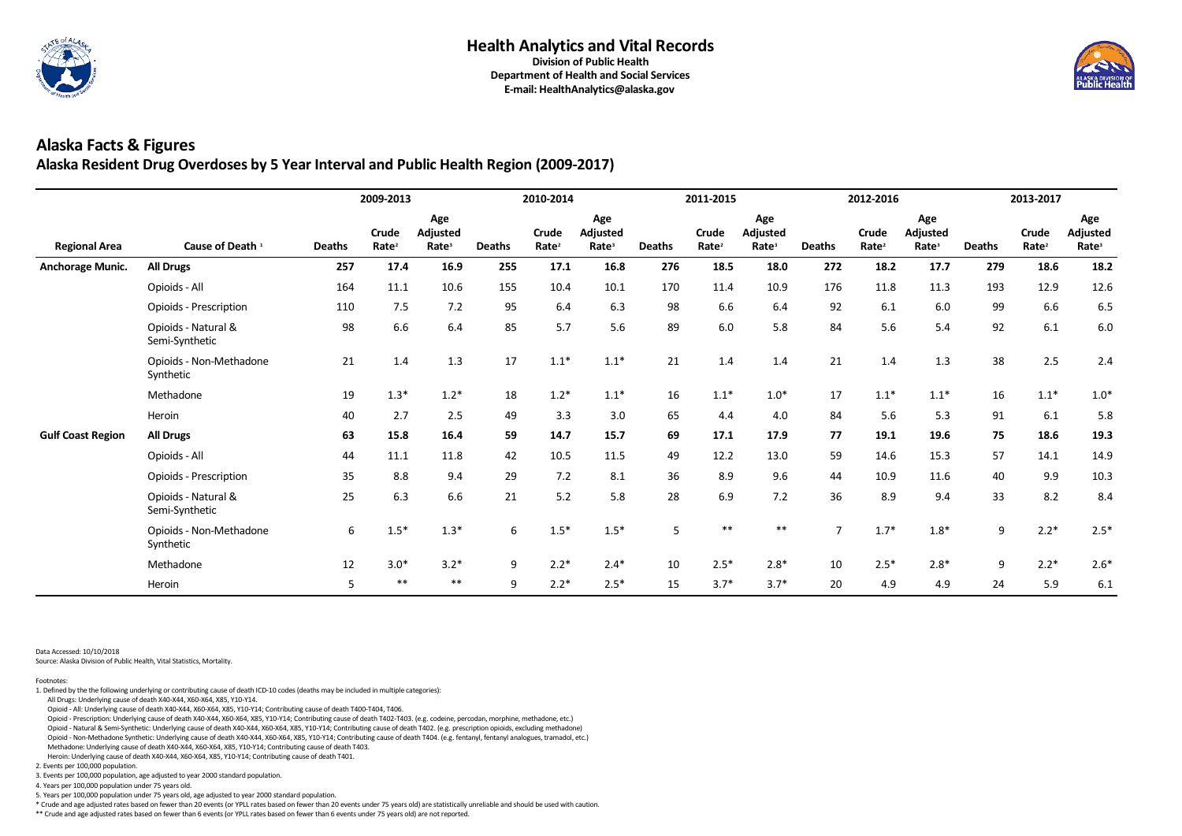# Health Analytics and Vital Records

**Division of Public Health**
**Department of Health and Social Services**
**E-mail: HealthAnalytics@alaska.gov**

## Alaska Facts & Figures

### Alaska Resident Drug Overdoses by 5 Year Interval and Public Health Region (2009-2017)

| | | 2009-2013 | | | 2010-2014 | | | 2011-2015 | | | 2012-2016 | | | 2013-2017 | | |
|---|---|---|---|---|---|---|---|---|---|---|---|---|---|---|---|---|
| **Regional Area** | **Cause of Death [1]** | **Deaths** | **Crude Rate[2]** | **Age Adjusted Rate[3]** | **Deaths** | **Crude Rate[2]** | **Age Adjusted Rate[3]** | **Deaths** | **Crude Rate[2]** | **Age Adjusted Rate[3]** | **Deaths** | **Crude Rate[2]** | **Age Adjusted Rate[3]** | **Deaths** | **Crude Rate[2]** | **Age Adjusted Rate[3]** |
| **Anchorage Munic.** | **All Drugs** | **257** | **17.4** | **16.9** | **255** | **17.1** | **16.8** | **276** | **18.5** | **18.0** | **272** | **18.2** | **17.7** | **279** | **18.6** | **18.2** |
| | Opioids - All | 164 | 11.1 | 10.6 | 155 | 10.4 | 10.1 | 170 | 11.4 | 10.9 | 176 | 11.8 | 11.3 | 193 | 12.9 | 12.6 |
| | Opioids - Prescription | 110 | 7.5 | 7.2 | 95 | 6.4 | 6.3 | 98 | 6.6 | 6.4 | 92 | 6.1 | 6.0 | 99 | 6.6 | 6.5 |
| | Opioids - Natural & Semi-Synthetic | 98 | 6.6 | 6.4 | 85 | 5.7 | 5.6 | 89 | 6.0 | 5.8 | 84 | 5.6 | 5.4 | 92 | 6.1 | 6.0 |
| | Opioids - Non-Methadone Synthetic | 21 | 1.4 | 1.3 | 17 | 1.1* | 1.1* | 21 | 1.4 | 1.4 | 21 | 1.4 | 1.3 | 38 | 2.5 | 2.4 |
| | Methadone | 19 | 1.3* | 1.2* | 18 | 1.2* | 1.1* | 16 | 1.1* | 1.0* | 17 | 1.1* | 1.1* | 16 | 1.1* | 1.0* |
| | Heroin | 40 | 2.7 | 2.5 | 49 | 3.3 | 3.0 | 65 | 4.4 | 4.0 | 84 | 5.6 | 5.3 | 91 | 6.1 | 5.8 |
| **Gulf Coast Region** | **All Drugs** | **63** | **15.8** | **16.4** | **59** | **14.7** | **15.7** | **69** | **17.1** | **17.9** | **77** | **19.1** | **19.6** | **75** | **18.6** | **19.3** |
| | Opioids - All | 44 | 11.1 | 11.8 | 42 | 10.5 | 11.5 | 49 | 12.2 | 13.0 | 59 | 14.6 | 15.3 | 57 | 14.1 | 14.9 |
| | Opioids - Prescription | 35 | 8.8 | 9.4 | 29 | 7.2 | 8.1 | 36 | 8.9 | 9.6 | 44 | 10.9 | 11.6 | 40 | 9.9 | 10.3 |
| | Opioids - Natural & Semi-Synthetic | 25 | 6.3 | 6.6 | 21 | 5.2 | 5.8 | 28 | 6.9 | 7.2 | 36 | 8.9 | 9.4 | 33 | 8.2 | 8.4 |
| | Opioids - Non-Methadone Synthetic | 6 | 1.5* | 1.3* | 6 | 1.5* | 1.5* | 5 | ** | ** | 7 | 1.7* | 1.8* | 9 | 2.2* | 2.5* |
| | Methadone | 12 | 3.0* | 3.2* | 9 | 2.2* | 2.4* | 10 | 2.5* | 2.8* | 10 | 2.5* | 2.8* | 9 | 2.2* | 2.6* |
| | Heroin | 5 | ** | ** | 9 | 2.2* | 2.5* | 15 | 3.7* | 3.7* | 20 | 4.9 | 4.9 | 24 | 5.9 | 6.1 |

Data Accessed: 10/10/2018
Source: Alaska Division of Public Health, Vital Statistics, Mortality.

Footnotes:

1. Defined by the the following underlying or contributing cause of death ICD-10 codes (deaths may be included in multiple categories):
   - All Drugs: Underlying cause of death X40-X44, X60-X64, X85, Y10-Y14.
   - Opioid - All: Underlying cause of death X40-X44, X60-X64, X85, Y10-Y14; Contributing cause of death T400-T404, T406.
   - Opioid - Prescription: Underlying cause of death X40-X44, X60-X64, X85, Y10-Y14; Contributing cause of death T402-T403. (e.g. codeine, percodan, morphine, methadone, etc.)
   - Opioid - Natural & Semi-Synthetic: Underlying cause of death X40-X44, X60-X64, X85, Y10-Y14; Contributing cause of death T402. (e.g. prescription opioids, excluding methadone)
   - Opioid - Non-Methadone Synthetic: Underlying cause of death X40-X44, X60-X64, X85, Y10-Y14; Contributing cause of death T404. (e.g. fentanyl, fentanyl analogues, tramadol, etc.)
   - Methadone: Underlying cause of death X40-X44, X60-X64, X85, Y10-Y14; Contributing cause of death T403.
   - Heroin: Underlying cause of death X40-X44, X60-X64, X85, Y10-Y14; Contributing cause of death T401.
2. Events per 100,000 population.
3. Events per 100,000 population, age adjusted to year 2000 standard population.
4. Years per 100,000 population under 75 years old.
5. Years per 100,000 population under 75 years old, age adjusted to year 2000 standard population.

\* Crude and age adjusted rates based on fewer than 20 events (or YPLL rates based on fewer than 20 events under 75 years old) are statistically unreliable and should be used with caution.

\** Crude and age adjusted rates based on fewer than 6 events (or YPLL rates based on fewer than 6 events under 75 years old) are not reported.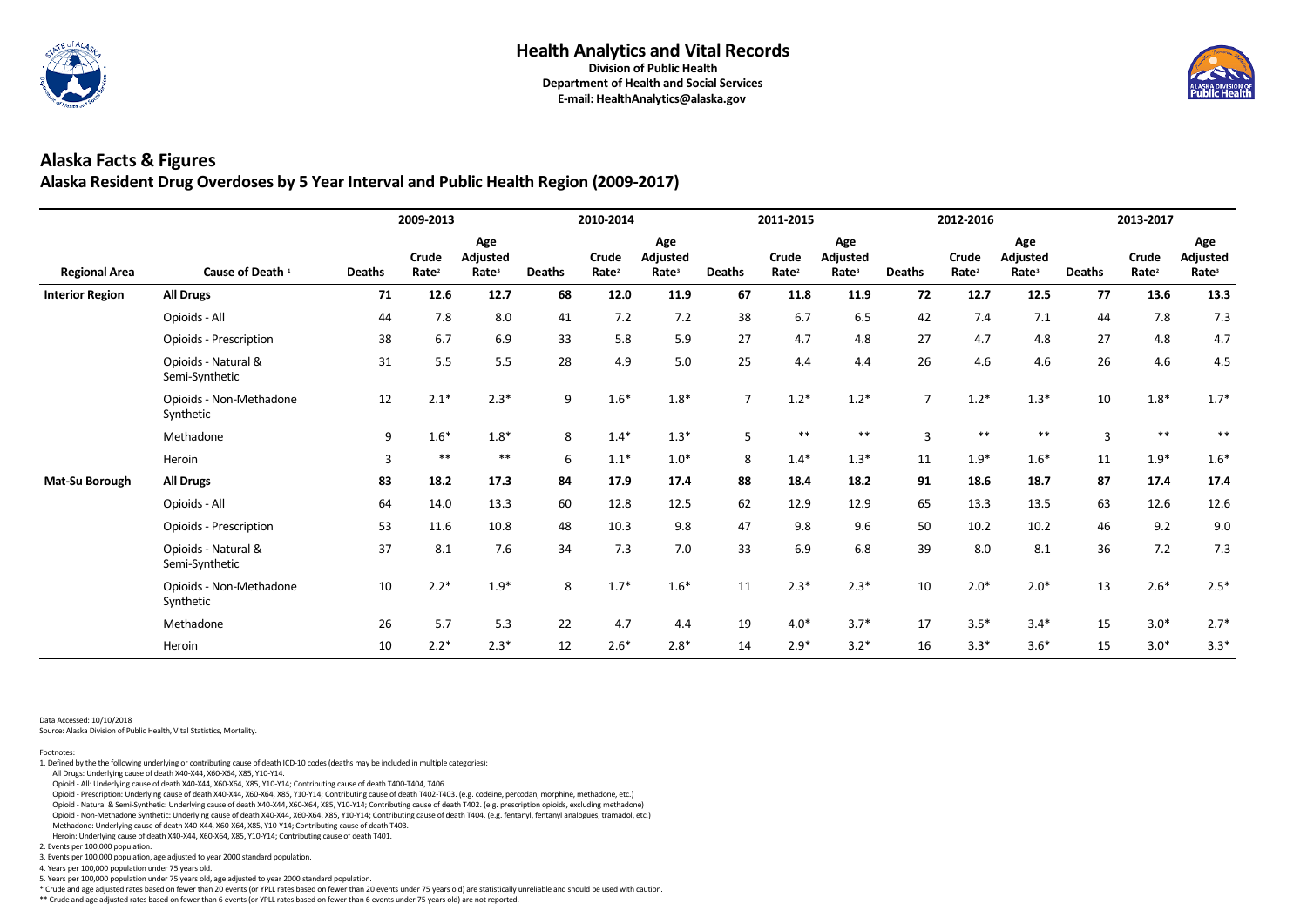## Health Analytics and Vital Records

**Division of Public Health**
**Department of Health and Social Services**
**E-mail: HealthAnalytics@alaska.gov**

# Alaska Facts & Figures

## Alaska Resident Drug Overdoses by 5 Year Interval and Public Health Region (2009-2017)

| | | 2009-2013 | | | 2010-2014 | | | 2011-2015 | | | 2012-2016 | | | 2013-2017 | | |
|---|---|---|---|---|---|---|---|---|---|---|---|---|---|---|---|---|
| **Regional Area** | **Cause of Death** [1] | **Deaths** | **Crude Rate**[2] | **Age Adjusted Rate**[3] | **Deaths** | **Crude Rate**[2] | **Age Adjusted Rate**[3] | **Deaths** | **Crude Rate**[2] | **Age Adjusted Rate**[3] | **Deaths** | **Crude Rate**[2] | **Age Adjusted Rate**[3] | **Deaths** | **Crude Rate**[2] | **Age Adjusted Rate**[3] |
| **Interior Region** | **All Drugs** | **71** | **12.6** | **12.7** | **68** | **12.0** | **11.9** | **67** | **11.8** | **11.9** | **72** | **12.7** | **12.5** | **77** | **13.6** | **13.3** |
| | Opioids - All | 44 | 7.8 | 8.0 | 41 | 7.2 | 7.2 | 38 | 6.7 | 6.5 | 42 | 7.4 | 7.1 | 44 | 7.8 | 7.3 |
| | Opioids - Prescription | 38 | 6.7 | 6.9 | 33 | 5.8 | 5.9 | 27 | 4.7 | 4.8 | 27 | 4.7 | 4.8 | 27 | 4.8 | 4.7 |
| | Opioids - Natural & Semi-Synthetic | 31 | 5.5 | 5.5 | 28 | 4.9 | 5.0 | 25 | 4.4 | 4.4 | 26 | 4.6 | 4.6 | 26 | 4.6 | 4.5 |
| | Opioids - Non-Methadone Synthetic | 12 | 2.1* | 2.3* | 9 | 1.6* | 1.8* | 7 | 1.2* | 1.2* | 7 | 1.2* | 1.3* | 10 | 1.8* | 1.7* |
| | Methadone | 9 | 1.6* | 1.8* | 8 | 1.4* | 1.3* | 5 | ** | ** | 3 | ** | ** | 3 | ** | ** |
| | Heroin | 3 | ** | ** | 6 | 1.1* | 1.0* | 8 | 1.4* | 1.3* | 11 | 1.9* | 1.6* | 11 | 1.9* | 1.6* |
| **Mat-Su Borough** | **All Drugs** | **83** | **18.2** | **17.3** | **84** | **17.9** | **17.4** | **88** | **18.4** | **18.2** | **91** | **18.6** | **18.7** | **87** | **17.4** | **17.4** |
| | Opioids - All | 64 | 14.0 | 13.3 | 60 | 12.8 | 12.5 | 62 | 12.9 | 12.9 | 65 | 13.3 | 13.5 | 63 | 12.6 | 12.6 |
| | Opioids - Prescription | 53 | 11.6 | 10.8 | 48 | 10.3 | 9.8 | 47 | 9.8 | 9.6 | 50 | 10.2 | 10.2 | 46 | 9.2 | 9.0 |
| | Opioids - Natural & Semi-Synthetic | 37 | 8.1 | 7.6 | 34 | 7.3 | 7.0 | 33 | 6.9 | 6.8 | 39 | 8.0 | 8.1 | 36 | 7.2 | 7.3 |
| | Opioids - Non-Methadone Synthetic | 10 | 2.2* | 1.9* | 8 | 1.7* | 1.6* | 11 | 2.3* | 2.3* | 10 | 2.0* | 2.0* | 13 | 2.6* | 2.5* |
| | Methadone | 26 | 5.7 | 5.3 | 22 | 4.7 | 4.4 | 19 | 4.0* | 3.7* | 17 | 3.5* | 3.4* | 15 | 3.0* | 2.7* |
| | Heroin | 10 | 2.2* | 2.3* | 12 | 2.6* | 2.8* | 14 | 2.9* | 3.2* | 16 | 3.3* | 3.6* | 15 | 3.0* | 3.3* |

Data Accessed: 10/10/2018
Source: Alaska Division of Public Health, Vital Statistics, Mortality.

Footnotes:

1. Defined by the the following underlying or contributing cause of death ICD-10 codes (deaths may be included in multiple categories):
   - All Drugs: Underlying cause of death X40-X44, X60-X64, X85, Y10-Y14.
   - Opioid - All: Underlying cause of death X40-X44, X60-X64, X85, Y10-Y14; Contributing cause of death T400-T404, T406.
   - Opioid - Prescription: Underlying cause of death X40-X44, X60-X64, X85, Y10-Y14; Contributing cause of death T402-T403. (e.g. codeine, percodan, morphine, methadone, etc.)
   - Opioid - Natural & Semi-Synthetic: Underlying cause of death X40-X44, X60-X64, X85, Y10-Y14; Contributing cause of death T402. (e.g. prescription opioids, excluding methadone)
   - Opioid - Non-Methadone Synthetic: Underlying cause of death X40-X44, X60-X64, X85, Y10-Y14; Contributing cause of death T404. (e.g. fentanyl, fentanyl analogues, tramadol, etc.)
   - Methadone: Underlying cause of death X40-X44, X60-X64, X85, Y10-Y14; Contributing cause of death T403.
   - Heroin: Underlying cause of death X40-X44, X60-X64, X85, Y10-Y14; Contributing cause of death T401.
2. Events per 100,000 population.
3. Events per 100,000 population, age adjusted to year 2000 standard population.
4. Years per 100,000 population under 75 years old.
5. Years per 100,000 population under 75 years old, age adjusted to year 2000 standard population.

\* Crude and age adjusted rates based on fewer than 20 events (or YPLL rates based on fewer than 20 events under 75 years old) are statistically unreliable and should be used with caution.

\*\* Crude and age adjusted rates based on fewer than 6 events (or YPLL rates based on fewer than 6 events under 75 years old) are not reported.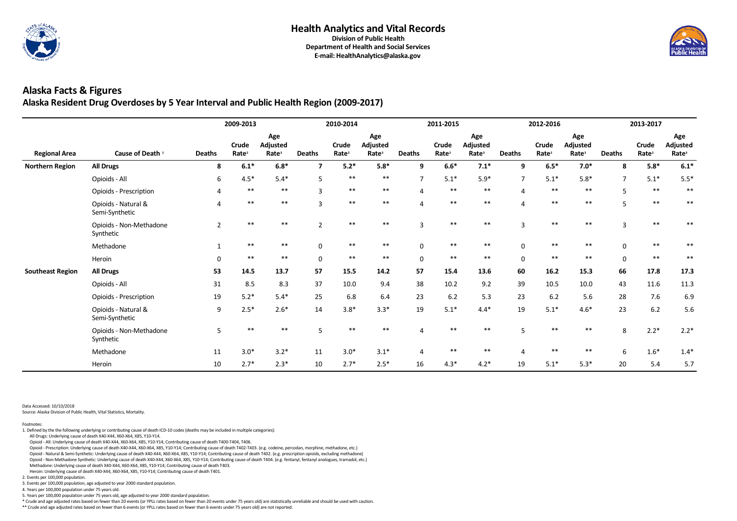# Health Analytics and Vital Records

**Division of Public Health**
**Department of Health and Social Services**
**E-mail: HealthAnalytics@alaska.gov**

## Alaska Facts & Figures

### Alaska Resident Drug Overdoses by 5 Year Interval and Public Health Region (2009-2017)

| | | 2009-2013 | | | 2010-2014 | | | 2011-2015 | | | 2012-2016 | | | 2013-2017 | | |
|---|---|---|---|---|---|---|---|---|---|---|---|---|---|---|---|---|
| **Regional Area** | **Cause of Death [1]** | **Deaths** | **Crude Rate[2]** | **Age Adjusted Rate[3]** | **Deaths** | **Crude Rate[2]** | **Age Adjusted Rate[3]** | **Deaths** | **Crude Rate[2]** | **Age Adjusted Rate[3]** | **Deaths** | **Crude Rate[2]** | **Age Adjusted Rate[3]** | **Deaths** | **Crude Rate[2]** | **Age Adjusted Rate[3]** |
| **Northern Region** | **All Drugs** | **8** | **6.1*** | **6.8*** | **7** | **5.2*** | **5.8*** | **9** | **6.6*** | **7.1*** | **9** | **6.5*** | **7.0*** | **8** | **5.8*** | **6.1*** |
| | Opioids - All | 6 | 4.5* | 5.4* | 5 | ** | ** | 7 | 5.1* | 5.9* | 7 | 5.1* | 5.8* | 7 | 5.1* | 5.5* |
| | Opioids - Prescription | 4 | ** | ** | 3 | ** | ** | 4 | ** | ** | 4 | ** | ** | 5 | ** | ** |
| | Opioids - Natural & Semi-Synthetic | 4 | ** | ** | 3 | ** | ** | 4 | ** | ** | 4 | ** | ** | 5 | ** | ** |
| | Opioids - Non-Methadone Synthetic | 2 | ** | ** | 2 | ** | ** | 3 | ** | ** | 3 | ** | ** | 3 | ** | ** |
| | Methadone | 1 | ** | ** | 0 | ** | ** | 0 | ** | ** | 0 | ** | ** | 0 | ** | ** |
| | Heroin | 0 | ** | ** | 0 | ** | ** | 0 | ** | ** | 0 | ** | ** | 0 | ** | ** |
| **Southeast Region** | **All Drugs** | **53** | **14.5** | **13.7** | **57** | **15.5** | **14.2** | **57** | **15.4** | **13.6** | **60** | **16.2** | **15.3** | **66** | **17.8** | **17.3** |
| | Opioids - All | 31 | 8.5 | 8.3 | 37 | 10.0 | 9.4 | 38 | 10.2 | 9.2 | 39 | 10.5 | 10.0 | 43 | 11.6 | 11.3 |
| | Opioids - Prescription | 19 | 5.2* | 5.4* | 25 | 6.8 | 6.4 | 23 | 6.2 | 5.3 | 23 | 6.2 | 5.6 | 28 | 7.6 | 6.9 |
| | Opioids - Natural & Semi-Synthetic | 9 | 2.5* | 2.6* | 14 | 3.8* | 3.3* | 19 | 5.1* | 4.4* | 19 | 5.1* | 4.6* | 23 | 6.2 | 5.6 |
| | Opioids - Non-Methadone Synthetic | 5 | ** | ** | 5 | ** | ** | 4 | ** | ** | 5 | ** | ** | 8 | 2.2* | 2.2* |
| | Methadone | 11 | 3.0* | 3.2* | 11 | 3.0* | 3.1* | 4 | ** | ** | 4 | ** | ** | 6 | 1.6* | 1.4* |
| | Heroin | 10 | 2.7* | 2.3* | 10 | 2.7* | 2.5* | 16 | 4.3* | 4.2* | 19 | 5.1* | 5.3* | 20 | 5.4 | 5.7 |

Data Accessed: 10/10/2018
Source: Alaska Division of Public Health, Vital Statistics, Mortality.

Footnotes:

1. Defined by the the following underlying or contributing cause of death ICD-10 codes (deaths may be included in multiple categories):
   - All Drugs: Underlying cause of death X40-X44, X60-X64, X85, Y10-Y14.
   - Opioid - All: Underlying cause of death X40-X44, X60-X64, X85, Y10-Y14; Contributing cause of death T400-T404, T406.
   - Opioid - Prescription: Underlying cause of death X40-X44, X60-X64, X85, Y10-Y14; Contributing cause of death T402-T403. (e.g. codeine, percodan, morphine, methadone, etc.)
   - Opioid - Natural & Semi-Synthetic: Underlying cause of death X40-X44, X60-X64, X85, Y10-Y14; Contributing cause of death T402. (e.g. prescription opioids, excluding methadone)
   - Opioid - Non-Methadone Synthetic: Underlying cause of death X40-X44, X60-X64, X85, Y10-Y14; Contributing cause of death T404. (e.g. fentanyl, fentanyl analogues, tramadol, etc.)
   - Methadone: Underlying cause of death X40-X44, X60-X64, X85, Y10-Y14; Contributing cause of death T403.
   - Heroin: Underlying cause of death X40-X44, X60-X64, X85, Y10-Y14; Contributing cause of death T401.
2. Events per 100,000 population.
3. Events per 100,000 population, age adjusted to year 2000 standard population.
4. Years per 100,000 population under 75 years old.
5. Years per 100,000 population under 75 years old, age adjusted to year 2000 standard population.

\* Crude and age adjusted rates based on fewer than 20 events (or YPLL rates based on fewer than 20 events under 75 years old) are statistically unreliable and should be used with caution.

** Crude and age adjusted rates based on fewer than 6 events (or YPLL rates based on fewer than 6 events under 75 years old) are not reported.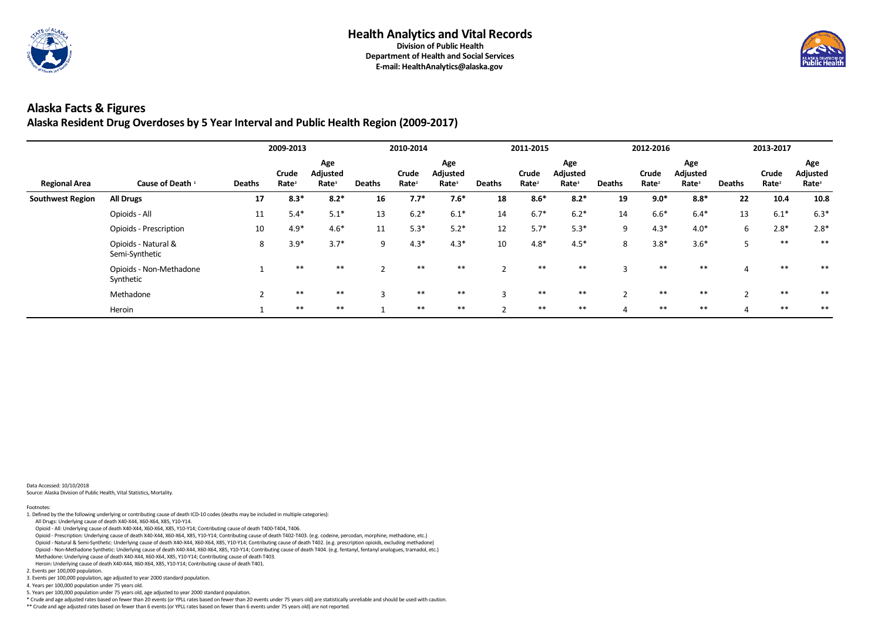# Health Analytics and Vital Records

**Division of Public Health**
**Department of Health and Social Services**
**E-mail: HealthAnalytics@alaska.gov**

## Alaska Facts & Figures

### Alaska Resident Drug Overdoses by 5 Year Interval and Public Health Region (2009-2017)

| | | 2009-2013 | | | 2010-2014 | | | 2011-2015 | | | 2012-2016 | | | 2013-2017 | | |
|---|---|---|---|---|---|---|---|---|---|---|---|---|---|---|---|---|
| **Regional Area** | **Cause of Death [1]** | **Deaths** | **Crude Rate[2]** | **Age Adjusted Rate[3]** | **Deaths** | **Crude Rate[2]** | **Age Adjusted Rate[3]** | **Deaths** | **Crude Rate[2]** | **Age Adjusted Rate[3]** | **Deaths** | **Crude Rate[2]** | **Age Adjusted Rate[3]** | **Deaths** | **Crude Rate[2]** | **Age Adjusted Rate[3]** |
| **Southwest Region** | **All Drugs** | **17** | **8.3*** | **8.2*** | **16** | **7.7*** | **7.6*** | **18** | **8.6*** | **8.2*** | **19** | **9.0*** | **8.8*** | **22** | **10.4** | **10.8** |
| | Opioids - All | 11 | 5.4* | 5.1* | 13 | 6.2* | 6.1* | 14 | 6.7* | 6.2* | 14 | 6.6* | 6.4* | 13 | 6.1* | 6.3* |
| | Opioids - Prescription | 10 | 4.9* | 4.6* | 11 | 5.3* | 5.2* | 12 | 5.7* | 5.3* | 9 | 4.3* | 4.0* | 6 | 2.8* | 2.8* |
| | Opioids - Natural & Semi-Synthetic | 8 | 3.9* | 3.7* | 9 | 4.3* | 4.3* | 10 | 4.8* | 4.5* | 8 | 3.8* | 3.6* | 5 | ** | ** |
| | Opioids - Non-Methadone Synthetic | 1 | ** | ** | 2 | ** | ** | 2 | ** | ** | 3 | ** | ** | 4 | ** | ** |
| | Methadone | 2 | ** | ** | 3 | ** | ** | 3 | ** | ** | 2 | ** | ** | 2 | ** | ** |
| | Heroin | 1 | ** | ** | 1 | ** | ** | 2 | ** | ** | 4 | ** | ** | 4 | ** | ** |

Data Accessed: 10/10/2018
Source: Alaska Division of Public Health, Vital Statistics, Mortality.

Footnotes:

1. Defined by the the following underlying or contributing cause of death ICD-10 codes (deaths may be included in multiple categories):
   All Drugs: Underlying cause of death X40-X44, X60-X64, X85, Y10-Y14.
   Opioid - All: Underlying cause of death X40-X44, X60-X64, X85, Y10-Y14; Contributing cause of death T400-T404, T406.
   Opioid - Prescription: Underlying cause of death X40-X44, X60-X64, X85, Y10-Y14; Contributing cause of death T402-T403. (e.g. codeine, percodan, morphine, methadone, etc.)
   Opioid - Natural & Semi-Synthetic: Underlying cause of death X40-X44, X60-X64, X85, Y10-Y14; Contributing cause of death T402. (e.g. prescription opioids, excluding methadone)
   Opioid - Non-Methadone Synthetic: Underlying cause of death X40-X44, X60-X64, X85, Y10-Y14; Contributing cause of death T404. (e.g. fentanyl, fentanyl analogues, tramadol, etc.)
   Methadone: Underlying cause of death X40-X44, X60-X64, X85, Y10-Y14; Contributing cause of death T403.
   Heroin: Underlying cause of death X40-X44, X60-X64, X85, Y10-Y14; Contributing cause of death T401.
2. Events per 100,000 population.
3. Events per 100,000 population, age adjusted to year 2000 standard population.
4. Years per 100,000 population under 75 years old.
5. Years per 100,000 population under 75 years old, age adjusted to year 2000 standard population.

\* Crude and age adjusted rates based on fewer than 20 events (or YPLL rates based on fewer than 20 events under 75 years old) are statistically unreliable and should be used with caution.

\*\* Crude and age adjusted rates based on fewer than 6 events (or YPLL rates based on fewer than 6 events under 75 years old) are not reported.